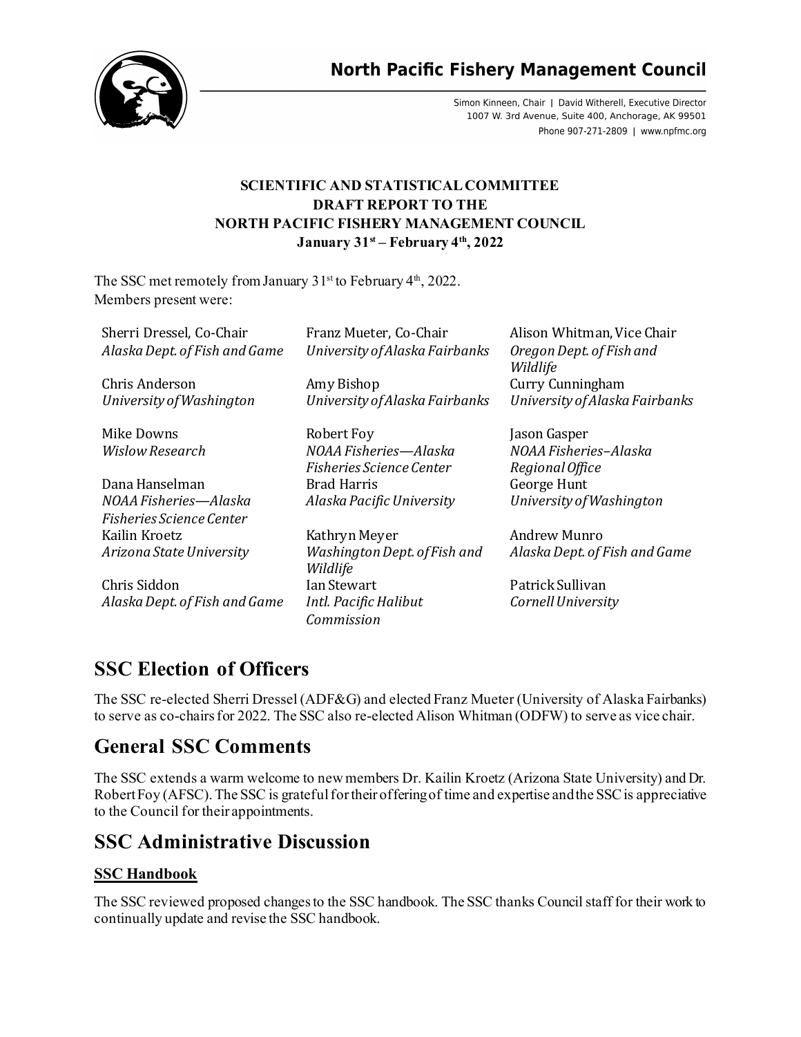# North Pacific Fishery Management Council

Simon Kinneen, Chair | David Witherell, Executive Director
1007 W. 3rd Avenue, Suite 400, Anchorage, AK 99501
Phone 907-271-2809 | www.npfmc.org

**SCIENTIFIC AND STATISTICAL COMMITTEE**
**DRAFT REPORT TO THE**
**NORTH PACIFIC FISHERY MANAGEMENT COUNCIL**
**January 31st – February 4th, 2022**

The SSC met remotely from January 31st to February 4th, 2022.
Members present were:

| | | |
|---|---|---|
| Sherri Dressel, Co-Chair<br>*Alaska Dept. of Fish and Game* | Franz Mueter, Co-Chair<br>*University of Alaska Fairbanks* | Alison Whitman, Vice Chair<br>*Oregon Dept. of Fish and Wildlife* |
| Chris Anderson<br>*University of Washington* | Amy Bishop<br>*University of Alaska Fairbanks* | Curry Cunningham<br>*University of Alaska Fairbanks* |
| Mike Downs<br>*Wislow Research* | Robert Foy<br>*NOAA Fisheries—Alaska Fisheries Science Center* | Jason Gasper<br>*NOAA Fisheries–Alaska Regional Office* |
| Dana Hanselman<br>*NOAA Fisheries—Alaska Fisheries Science Center* | Brad Harris<br>*Alaska Pacific University* | George Hunt<br>*University of Washington* |
| Kailin Kroetz<br>*Arizona State University* | Kathryn Meyer<br>*Washington Dept. of Fish and Wildlife* | Andrew Munro<br>*Alaska Dept. of Fish and Game* |
| Chris Siddon<br>*Alaska Dept. of Fish and Game* | Ian Stewart<br>*Intl. Pacific Halibut Commission* | Patrick Sullivan<br>*Cornell University* |

# SSC Election of Officers

The SSC re-elected Sherri Dressel (ADF&G) and elected Franz Mueter (University of Alaska Fairbanks) to serve as co-chairs for 2022. The SSC also re-elected Alison Whitman (ODFW) to serve as vice chair.

# General SSC Comments

The SSC extends a warm welcome to new members Dr. Kailin Kroetz (Arizona State University) and Dr. Robert Foy (AFSC). The SSC is grateful for their offering of time and expertise and the SSC is appreciative to the Council for their appointments.

# SSC Administrative Discussion

## SSC Handbook

The SSC reviewed proposed changes to the SSC handbook. The SSC thanks Council staff for their work to continually update and revise the SSC handbook.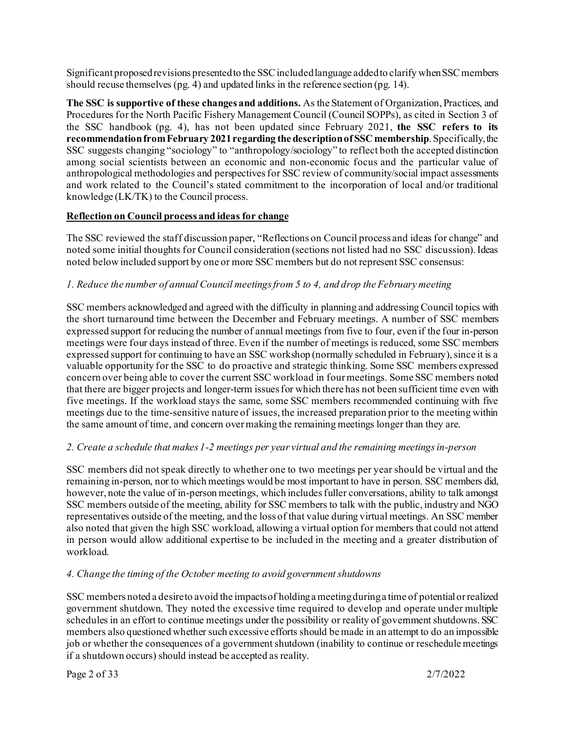Significant proposed revisions presented to the SSC included language added to clarify when SSC members should recuse themselves (pg. 4) and updated links in the reference section (pg. 14).

**The SSC is supportive of these changes and additions.** As the Statement of Organization, Practices, and Procedures for the North Pacific Fishery Management Council (Council SOPPs), as cited in Section 3 of the SSC handbook (pg. 4), has not been updated since February 2021, **the SSC refers to its recommendation from February 2021 regarding the description of SSC membership**. Specifically, the SSC suggests changing "sociology" to "anthropology/sociology" to reflect both the accepted distinction among social scientists between an economic and non-economic focus and the particular value of anthropological methodologies and perspectives for SSC review of community/social impact assessments and work related to the Council's stated commitment to the incorporation of local and/or traditional knowledge (LK/TK) to the Council process.

**Reflection on Council process and ideas for change**

The SSC reviewed the staff discussion paper, "Reflections on Council process and ideas for change" and noted some initial thoughts for Council consideration (sections not listed had no SSC discussion). Ideas noted below included support by one or more SSC members but do not represent SSC consensus:

*1. Reduce the number of annual Council meetings from 5 to 4, and drop the February meeting*

SSC members acknowledged and agreed with the difficulty in planning and addressing Council topics with the short turnaround time between the December and February meetings. A number of SSC members expressed support for reducing the number of annual meetings from five to four, even if the four in-person meetings were four days instead of three. Even if the number of meetings is reduced, some SSC members expressed support for continuing to have an SSC workshop (normally scheduled in February), since it is a valuable opportunity for the SSC to do proactive and strategic thinking. Some SSC members expressed concern over being able to cover the current SSC workload in four meetings. Some SSC members noted that there are bigger projects and longer-term issues for which there has not been sufficient time even with five meetings. If the workload stays the same, some SSC members recommended continuing with five meetings due to the time-sensitive nature of issues, the increased preparation prior to the meeting within the same amount of time, and concern over making the remaining meetings longer than they are.

*2. Create a schedule that makes 1-2 meetings per year virtual and the remaining meetings in-person*

SSC members did not speak directly to whether one to two meetings per year should be virtual and the remaining in-person, nor to which meetings would be most important to have in person. SSC members did, however, note the value of in-person meetings, which includes fuller conversations, ability to talk amongst SSC members outside of the meeting, ability for SSC members to talk with the public, industry and NGO representatives outside of the meeting, and the loss of that value during virtual meetings. An SSC member also noted that given the high SSC workload, allowing a virtual option for members that could not attend in person would allow additional expertise to be included in the meeting and a greater distribution of workload.

*4. Change the timing of the October meeting to avoid government shutdowns*

SSC members noted a desire to avoid the impacts of holding a meeting during a time of potential or realized government shutdown. They noted the excessive time required to develop and operate under multiple schedules in an effort to continue meetings under the possibility or reality of government shutdowns. SSC members also questioned whether such excessive efforts should be made in an attempt to do an impossible job or whether the consequences of a government shutdown (inability to continue or reschedule meetings if a shutdown occurs) should instead be accepted as reality.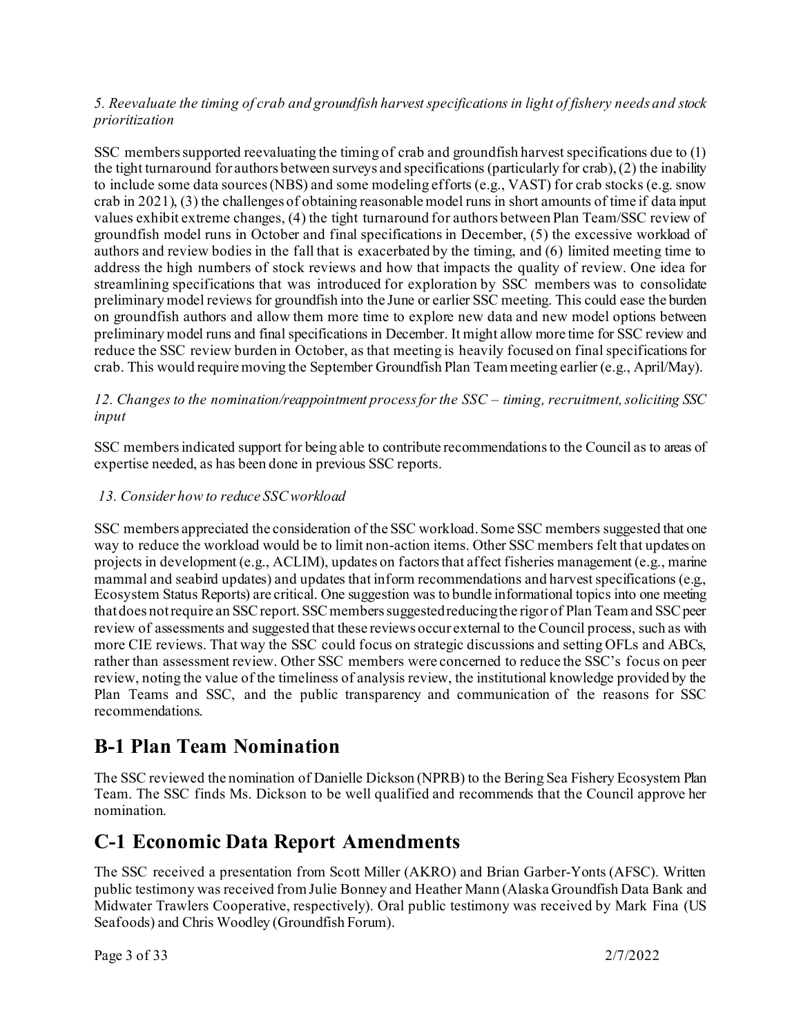*5. Reevaluate the timing of crab and groundfish harvest specifications in light of fishery needs and stock prioritization*

SSC members supported reevaluating the timing of crab and groundfish harvest specifications due to (1) the tight turnaround for authors between surveys and specifications (particularly for crab), (2) the inability to include some data sources (NBS) and some modeling efforts (e.g., VAST) for crab stocks (e.g. snow crab in 2021), (3) the challenges of obtaining reasonable model runs in short amounts of time if data input values exhibit extreme changes, (4) the tight turnaround for authors between Plan Team/SSC review of groundfish model runs in October and final specifications in December, (5) the excessive workload of authors and review bodies in the fall that is exacerbated by the timing, and (6) limited meeting time to address the high numbers of stock reviews and how that impacts the quality of review. One idea for streamlining specifications that was introduced for exploration by SSC members was to consolidate preliminary model reviews for groundfish into the June or earlier SSC meeting. This could ease the burden on groundfish authors and allow them more time to explore new data and new model options between preliminary model runs and final specifications in December. It might allow more time for SSC review and reduce the SSC review burden in October, as that meeting is heavily focused on final specifications for crab. This would require moving the September Groundfish Plan Team meeting earlier (e.g., April/May).

*12. Changes to the nomination/reappointment process for the SSC – timing, recruitment, soliciting SSC input*

SSC members indicated support for being able to contribute recommendations to the Council as to areas of expertise needed, as has been done in previous SSC reports.

*13. Consider how to reduce SSC workload*

SSC members appreciated the consideration of the SSC workload. Some SSC members suggested that one way to reduce the workload would be to limit non-action items. Other SSC members felt that updates on projects in development (e.g., ACLIM), updates on factors that affect fisheries management (e.g., marine mammal and seabird updates) and updates that inform recommendations and harvest specifications (e.g., Ecosystem Status Reports) are critical. One suggestion was to bundle informational topics into one meeting that does not require an SSC report. SSC members suggested reducing the rigor of Plan Team and SSC peer review of assessments and suggested that these reviews occur external to the Council process, such as with more CIE reviews. That way the SSC could focus on strategic discussions and setting OFLs and ABCs, rather than assessment review. Other SSC members were concerned to reduce the SSC's focus on peer review, noting the value of the timeliness of analysis review, the institutional knowledge provided by the Plan Teams and SSC, and the public transparency and communication of the reasons for SSC recommendations.

# B-1 Plan Team Nomination

The SSC reviewed the nomination of Danielle Dickson (NPRB) to the Bering Sea Fishery Ecosystem Plan Team. The SSC finds Ms. Dickson to be well qualified and recommends that the Council approve her nomination.

# C-1 Economic Data Report Amendments

The SSC received a presentation from Scott Miller (AKRO) and Brian Garber-Yonts (AFSC). Written public testimony was received from Julie Bonney and Heather Mann (Alaska Groundfish Data Bank and Midwater Trawlers Cooperative, respectively). Oral public testimony was received by Mark Fina (US Seafoods) and Chris Woodley (Groundfish Forum).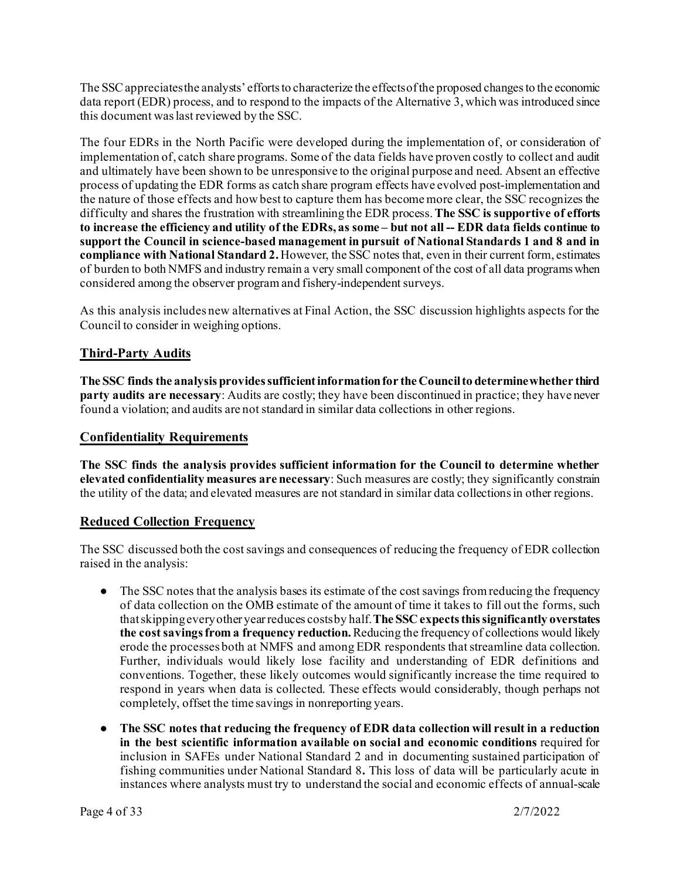The SSC appreciates the analysts' efforts to characterize the effects of the proposed changes to the economic data report (EDR) process, and to respond to the impacts of the Alternative 3, which was introduced since this document was last reviewed by the SSC.

The four EDRs in the North Pacific were developed during the implementation of, or consideration of implementation of, catch share programs. Some of the data fields have proven costly to collect and audit and ultimately have been shown to be unresponsive to the original purpose and need. Absent an effective process of updating the EDR forms as catch share program effects have evolved post-implementation and the nature of those effects and how best to capture them has become more clear, the SSC recognizes the difficulty and shares the frustration with streamlining the EDR process. **The SSC is supportive of efforts to increase the efficiency and utility of the EDRs, as some – but not all -- EDR data fields continue to support the Council in science-based management in pursuit of National Standards 1 and 8 and in compliance with National Standard 2.** However, the SSC notes that, even in their current form, estimates of burden to both NMFS and industry remain a very small component of the cost of all data programs when considered among the observer program and fishery-independent surveys.

As this analysis includes new alternatives at Final Action, the SSC discussion highlights aspects for the Council to consider in weighing options.

## Third-Party Audits

**The SSC finds the analysis provides sufficient information for the Council to determine whether third party audits are necessary**: Audits are costly; they have been discontinued in practice; they have never found a violation; and audits are not standard in similar data collections in other regions.

## Confidentiality Requirements

**The SSC finds the analysis provides sufficient information for the Council to determine whether elevated confidentiality measures are necessary**: Such measures are costly; they significantly constrain the utility of the data; and elevated measures are not standard in similar data collections in other regions.

## Reduced Collection Frequency

The SSC discussed both the cost savings and consequences of reducing the frequency of EDR collection raised in the analysis:

- The SSC notes that the analysis bases its estimate of the cost savings from reducing the frequency of data collection on the OMB estimate of the amount of time it takes to fill out the forms, such that skipping every other year reduces costs by half. **The SSC expects this significantly overstates the cost savings from a frequency reduction.** Reducing the frequency of collections would likely erode the processes both at NMFS and among EDR respondents that streamline data collection. Further, individuals would likely lose facility and understanding of EDR definitions and conventions. Together, these likely outcomes would significantly increase the time required to respond in years when data is collected. These effects would considerably, though perhaps not completely, offset the time savings in nonreporting years.
- **The SSC notes that reducing the frequency of EDR data collection will result in a reduction in the best scientific information available on social and economic conditions** required for inclusion in SAFEs under National Standard 2 and in documenting sustained participation of fishing communities under National Standard 8**.** This loss of data will be particularly acute in instances where analysts must try to understand the social and economic effects of annual-scale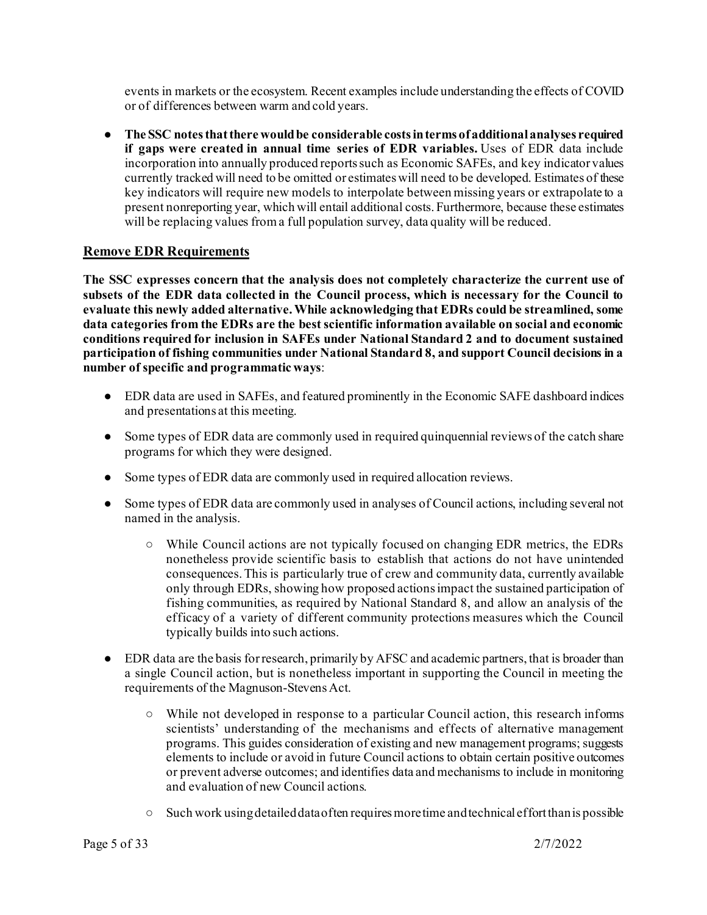events in markets or the ecosystem. Recent examples include understanding the effects of COVID or of differences between warm and cold years.

- **The SSC notes that there would be considerable costs in terms of additional analyses required if gaps were created in annual time series of EDR variables.** Uses of EDR data include incorporation into annually produced reports such as Economic SAFEs, and key indicator values currently tracked will need to be omitted or estimates will need to be developed. Estimates of these key indicators will require new models to interpolate between missing years or extrapolate to a present nonreporting year, which will entail additional costs. Furthermore, because these estimates will be replacing values from a full population survey, data quality will be reduced.

## Remove EDR Requirements

**The SSC expresses concern that the analysis does not completely characterize the current use of subsets of the EDR data collected in the Council process, which is necessary for the Council to evaluate this newly added alternative. While acknowledging that EDRs could be streamlined, some data categories from the EDRs are the best scientific information available on social and economic conditions required for inclusion in SAFEs under National Standard 2 and to document sustained participation of fishing communities under National Standard 8, and support Council decisions in a number of specific and programmatic ways**:

- EDR data are used in SAFEs, and featured prominently in the Economic SAFE dashboard indices and presentations at this meeting.
- Some types of EDR data are commonly used in required quinquennial reviews of the catch share programs for which they were designed.
- Some types of EDR data are commonly used in required allocation reviews.
- Some types of EDR data are commonly used in analyses of Council actions, including several not named in the analysis.
  - While Council actions are not typically focused on changing EDR metrics, the EDRs nonetheless provide scientific basis to establish that actions do not have unintended consequences. This is particularly true of crew and community data, currently available only through EDRs, showing how proposed actions impact the sustained participation of fishing communities, as required by National Standard 8, and allow an analysis of the efficacy of a variety of different community protections measures which the Council typically builds into such actions.
- EDR data are the basis for research, primarily by AFSC and academic partners, that is broader than a single Council action, but is nonetheless important in supporting the Council in meeting the requirements of the Magnuson-Stevens Act.
  - While not developed in response to a particular Council action, this research informs scientists' understanding of the mechanisms and effects of alternative management programs. This guides consideration of existing and new management programs; suggests elements to include or avoid in future Council actions to obtain certain positive outcomes or prevent adverse outcomes; and identifies data and mechanisms to include in monitoring and evaluation of new Council actions.
  - Such work using detailed data often requires more time and technical effort than is possible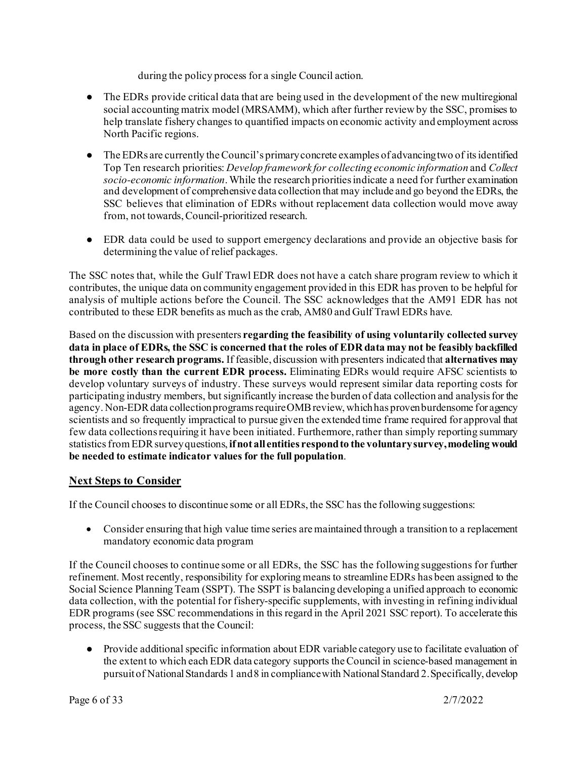during the policy process for a single Council action.

- The EDRs provide critical data that are being used in the development of the new multiregional social accounting matrix model (MRSAMM), which after further review by the SSC, promises to help translate fishery changes to quantified impacts on economic activity and employment across North Pacific regions.

- The EDRs are currently the Council's primary concrete examples of advancing two of its identified Top Ten research priorities: *Develop framework for collecting economic information* and *Collect socio-economic information*. While the research priorities indicate a need for further examination and development of comprehensive data collection that may include and go beyond the EDRs, the SSC believes that elimination of EDRs without replacement data collection would move away from, not towards, Council-prioritized research.

- EDR data could be used to support emergency declarations and provide an objective basis for determining the value of relief packages.

The SSC notes that, while the Gulf Trawl EDR does not have a catch share program review to which it contributes, the unique data on community engagement provided in this EDR has proven to be helpful for analysis of multiple actions before the Council. The SSC acknowledges that the AM91 EDR has not contributed to these EDR benefits as much as the crab, AM80 and Gulf Trawl EDRs have.

Based on the discussion with presenters **regarding the feasibility of using voluntarily collected survey data in place of EDRs, the SSC is concerned that the roles of EDR data may not be feasibly backfilled through other research programs.** If feasible, discussion with presenters indicated that **alternatives may be more costly than the current EDR process.** Eliminating EDRs would require AFSC scientists to develop voluntary surveys of industry. These surveys would represent similar data reporting costs for participating industry members, but significantly increase the burden of data collection and analysis for the agency. Non-EDR data collection programs require OMB review, which has proven burdensome for agency scientists and so frequently impractical to pursue given the extended time frame required for approval that few data collections requiring it have been initiated. Furthermore, rather than simply reporting summary statistics from EDR survey questions, **if not all entities respond to the voluntary survey, modeling would be needed to estimate indicator values for the full population**.

## Next Steps to Consider

If the Council chooses to discontinue some or all EDRs, the SSC has the following suggestions:

- Consider ensuring that high value time series are maintained through a transition to a replacement mandatory economic data program

If the Council chooses to continue some or all EDRs, the SSC has the following suggestions for further refinement. Most recently, responsibility for exploring means to streamline EDRs has been assigned to the Social Science Planning Team (SSPT). The SSPT is balancing developing a unified approach to economic data collection, with the potential for fishery-specific supplements, with investing in refining individual EDR programs (see SSC recommendations in this regard in the April 2021 SSC report). To accelerate this process, the SSC suggests that the Council:

- Provide additional specific information about EDR variable category use to facilitate evaluation of the extent to which each EDR data category supports the Council in science-based management in pursuit of National Standards 1 and 8 in compliance with National Standard 2. Specifically, develop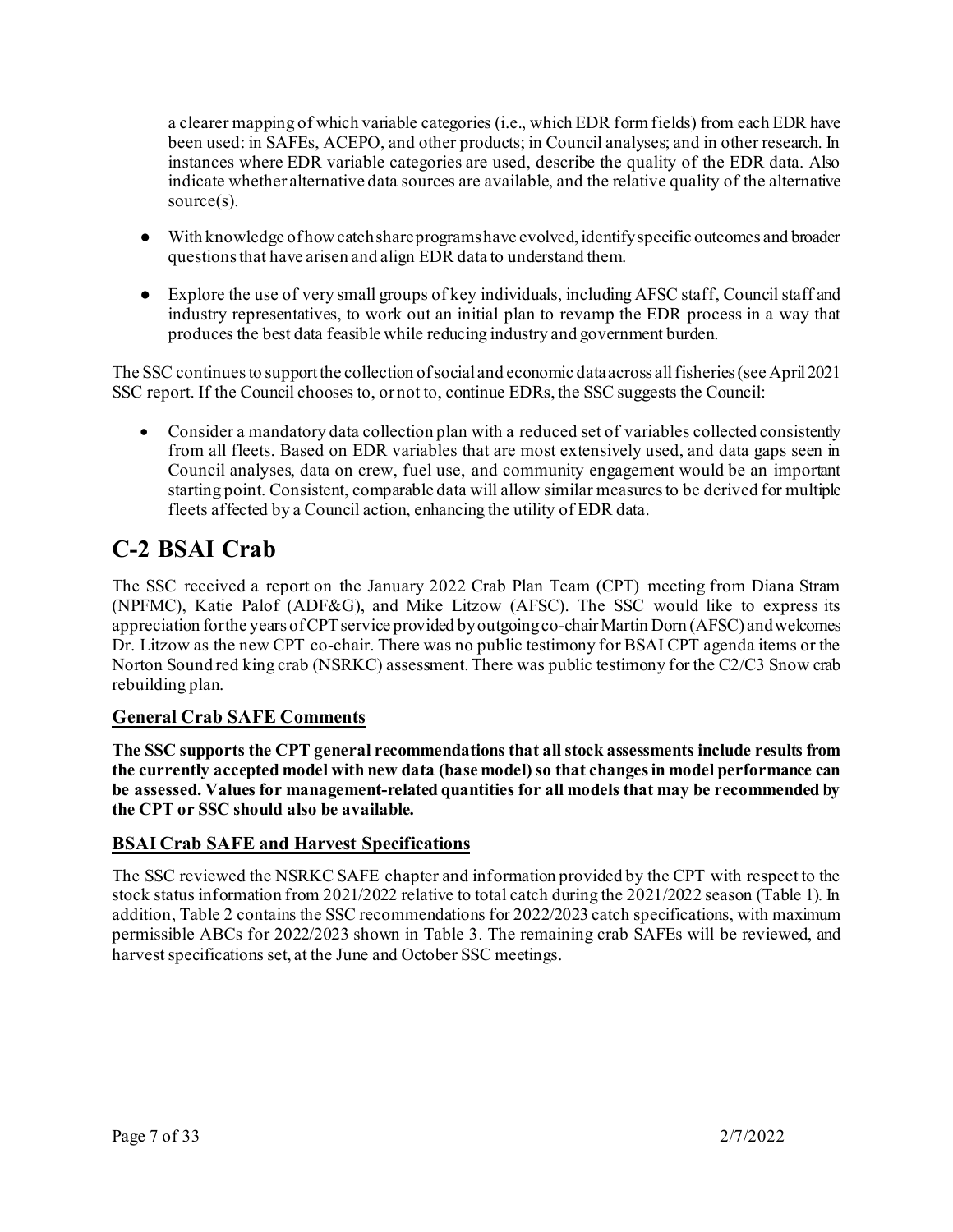a clearer mapping of which variable categories (i.e., which EDR form fields) from each EDR have been used: in SAFEs, ACEPO, and other products; in Council analyses; and in other research. In instances where EDR variable categories are used, describe the quality of the EDR data. Also indicate whether alternative data sources are available, and the relative quality of the alternative source(s).

- With knowledge of how catch share programs have evolved, identify specific outcomes and broader questions that have arisen and align EDR data to understand them.
- Explore the use of very small groups of key individuals, including AFSC staff, Council staff and industry representatives, to work out an initial plan to revamp the EDR process in a way that produces the best data feasible while reducing industry and government burden.

The SSC continues to support the collection of social and economic data across all fisheries (see April 2021 SSC report. If the Council chooses to, or not to, continue EDRs, the SSC suggests the Council:

- Consider a mandatory data collection plan with a reduced set of variables collected consistently from all fleets. Based on EDR variables that are most extensively used, and data gaps seen in Council analyses, data on crew, fuel use, and community engagement would be an important starting point. Consistent, comparable data will allow similar measures to be derived for multiple fleets affected by a Council action, enhancing the utility of EDR data.

# C-2 BSAI Crab

The SSC received a report on the January 2022 Crab Plan Team (CPT) meeting from Diana Stram (NPFMC), Katie Palof (ADF&G), and Mike Litzow (AFSC). The SSC would like to express its appreciation for the years of CPT service provided by outgoing co-chair Martin Dorn (AFSC) and welcomes Dr. Litzow as the new CPT co-chair. There was no public testimony for BSAI CPT agenda items or the Norton Sound red king crab (NSRKC) assessment. There was public testimony for the C2/C3 Snow crab rebuilding plan.

## General Crab SAFE Comments

**The SSC supports the CPT general recommendations that all stock assessments include results from the currently accepted model with new data (base model) so that changes in model performance can be assessed. Values for management-related quantities for all models that may be recommended by the CPT or SSC should also be available.**

## BSAI Crab SAFE and Harvest Specifications

The SSC reviewed the NSRKC SAFE chapter and information provided by the CPT with respect to the stock status information from 2021/2022 relative to total catch during the 2021/2022 season (Table 1). In addition, Table 2 contains the SSC recommendations for 2022/2023 catch specifications, with maximum permissible ABCs for 2022/2023 shown in Table 3. The remaining crab SAFEs will be reviewed, and harvest specifications set, at the June and October SSC meetings.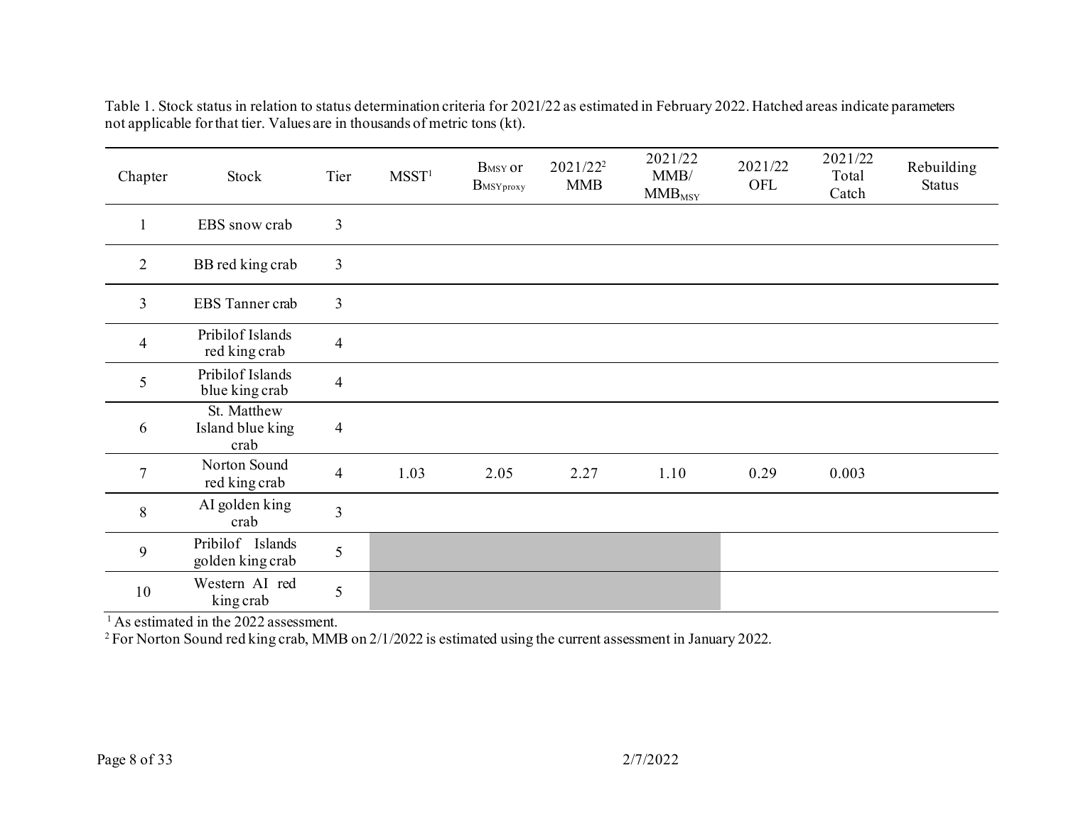Table 1. Stock status in relation to status determination criteria for 2021/22 as estimated in February 2022. Hatched areas indicate parameters not applicable for that tier. Values are in thousands of metric tons (kt).

| Chapter | Stock | Tier | MSST[1] | $B_{MSY}$ or $B_{MSYproxy}$ | 2021/22[2] MMB | 2021/22 MMB/ $MMB_{MSY}$ | 2021/22 OFL | 2021/22 Total Catch | Rebuilding Status |
|---|---|---|---|---|---|---|---|---|---|
| 1 | EBS snow crab | 3 | | | | | | | |
| 2 | BB red king crab | 3 | | | | | | | |
| 3 | EBS Tanner crab | 3 | | | | | | | |
| 4 | Pribilof Islands red king crab | 4 | | | | | | | |
| 5 | Pribilof Islands blue king crab | 4 | | | | | | | |
| 6 | St. Matthew Island blue king crab | 4 | | | | | | | |
| 7 | Norton Sound red king crab | 4 | 1.03 | 2.05 | 2.27 | 1.10 | 0.29 | 0.003 | |
| 8 | AI golden king crab | 3 | | | | | | | |
| 9 | Pribilof Islands golden king crab | 5 | | | | | | | |
| 10 | Western AI red king crab | 5 | | | | | | | |

[1] As estimated in the 2022 assessment.
[2] For Norton Sound red king crab, MMB on 2/1/2022 is estimated using the current assessment in January 2022.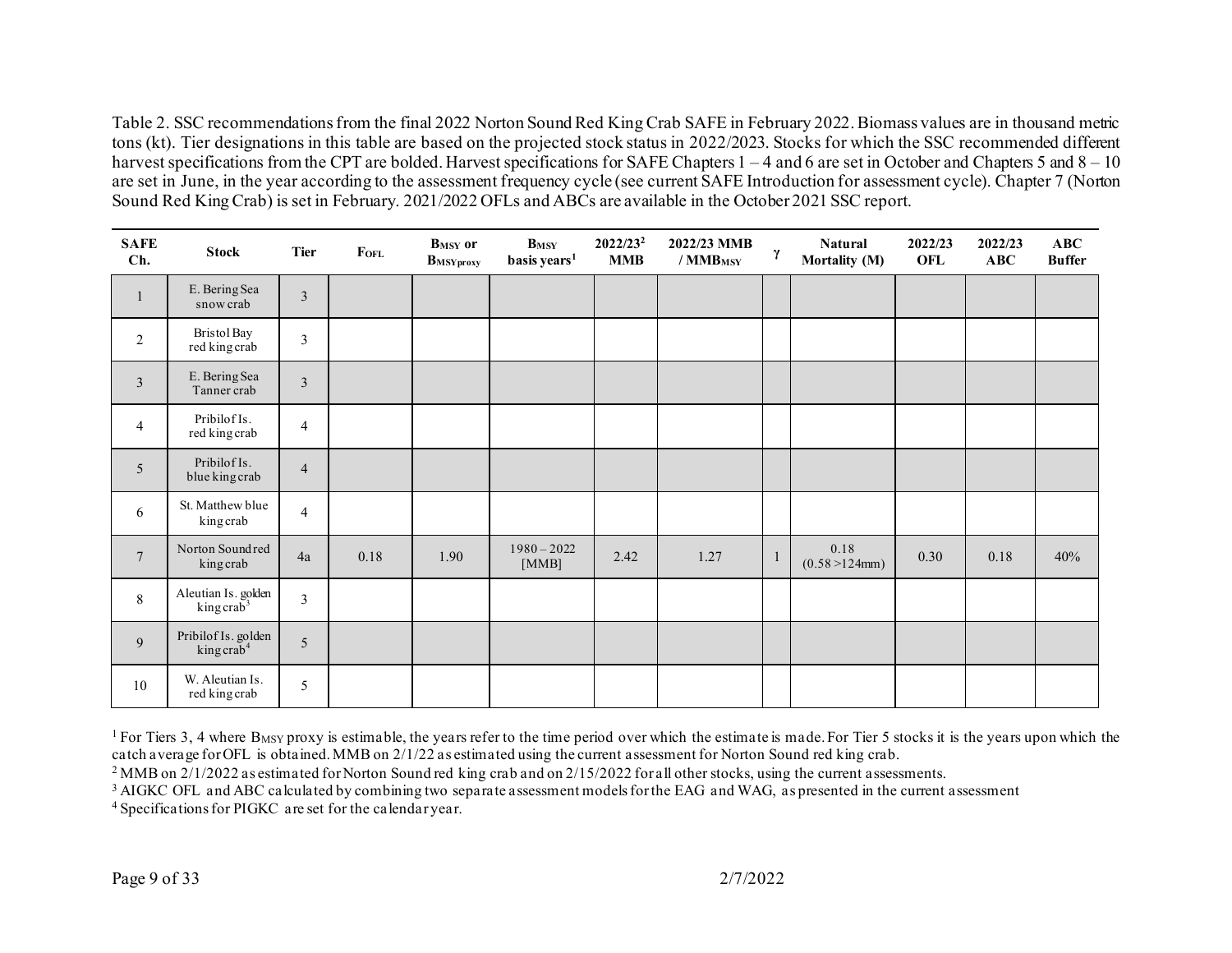Table 2. SSC recommendations from the final 2022 Norton Sound Red King Crab SAFE in February 2022. Biomass values are in thousand metric tons (kt). Tier designations in this table are based on the projected stock status in 2022/2023. Stocks for which the SSC recommended different harvest specifications from the CPT are bolded. Harvest specifications for SAFE Chapters 1 – 4 and 6 are set in October and Chapters 5 and 8 – 10 are set in June, in the year according to the assessment frequency cycle (see current SAFE Introduction for assessment cycle). Chapter 7 (Norton Sound Red King Crab) is set in February. 2021/2022 OFLs and ABCs are available in the October 2021 SSC report.

| SAFE Ch. | Stock | Tier | $F_{OFL}$ | $B_{MSY}$ or $B_{MSYproxy}$ | $B_{MSY}$ basis years[1] | 2022/23[2] MMB | 2022/23 MMB / $MMB_{MSY}$ | γ | Natural Mortality (M) | 2022/23 OFL | 2022/23 ABC | ABC Buffer |
|---|---|---|---|---|---|---|---|---|---|---|---|---|
| 1 | E. Bering Sea snow crab | 3 | | | | | | | | | | |
| 2 | Bristol Bay red king crab | 3 | | | | | | | | | | |
| 3 | E. Bering Sea Tanner crab | 3 | | | | | | | | | | |
| 4 | Pribilof Is. red king crab | 4 | | | | | | | | | | |
| 5 | Pribilof Is. blue king crab | 4 | | | | | | | | | | |
| 6 | St. Matthew blue king crab | 4 | | | | | | | | | | |
| 7 | Norton Sound red king crab | 4a | 0.18 | 1.90 | 1980 – 2022 [MMB] | 2.42 | 1.27 | 1 | 0.18 (0.58 >124mm) | 0.30 | 0.18 | 40% |
| 8 | Aleutian Is. golden king crab[3] | 3 | | | | | | | | | | |
| 9 | Pribilof Is. golden king crab[4] | 5 | | | | | | | | | | |
| 10 | W. Aleutian Is. red king crab | 5 | | | | | | | | | | |

[1] For Tiers 3, 4 where $B_{MSY}$ proxy is estimable, the years refer to the time period over which the estimate is made. For Tier 5 stocks it is the years upon which the catch average for OFL is obtained. MMB on 2/1/22 as estimated using the current assessment for Norton Sound red king crab.

[2] MMB on 2/1/2022 as estimated for Norton Sound red king crab and on 2/15/2022 for all other stocks, using the current assessments.

[3] AIGKC OFL and ABC calculated by combining two separate assessment models for the EAG and WAG, as presented in the current assessment

[4] Specifications for PIGKC are set for the calendar year.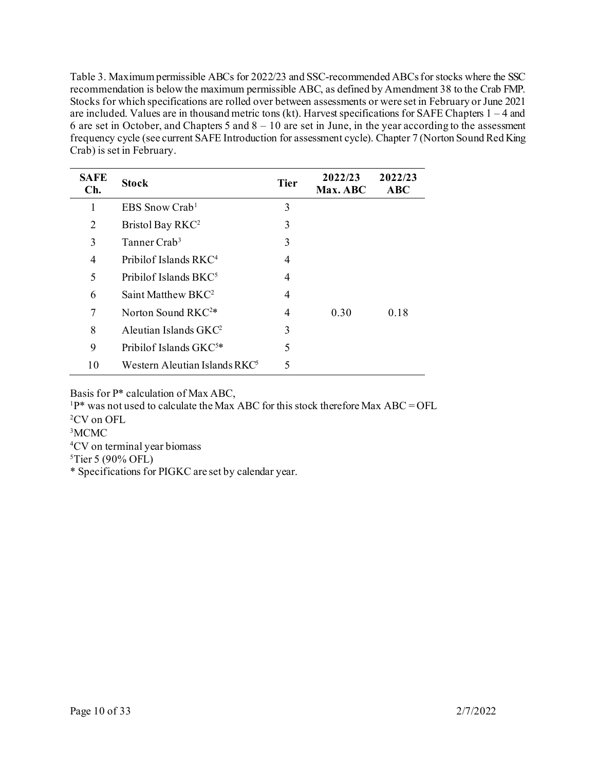Table 3. Maximum permissible ABCs for 2022/23 and SSC-recommended ABCs for stocks where the SSC recommendation is below the maximum permissible ABC, as defined by Amendment 38 to the Crab FMP. Stocks for which specifications are rolled over between assessments or were set in February or June 2021 are included. Values are in thousand metric tons (kt). Harvest specifications for SAFE Chapters 1 – 4 and 6 are set in October, and Chapters 5 and 8 – 10 are set in June, in the year according to the assessment frequency cycle (see current SAFE Introduction for assessment cycle). Chapter 7 (Norton Sound Red King Crab) is set in February.

| SAFE Ch. | Stock | Tier | 2022/23 Max. ABC | 2022/23 ABC |
|---|---|---|---|---|
| 1 | EBS Snow Crab[1] | 3 | | |
| 2 | Bristol Bay RKC[2] | 3 | | |
| 3 | Tanner Crab[3] | 3 | | |
| 4 | Pribilof Islands RKC[4] | 4 | | |
| 5 | Pribilof Islands BKC[5] | 4 | | |
| 6 | Saint Matthew BKC[2] | 4 | | |
| 7 | Norton Sound RKC[2]* | 4 | 0.30 | 0.18 |
| 8 | Aleutian Islands GKC[2] | 3 | | |
| 9 | Pribilof Islands GKC[5]* | 5 | | |
| 10 | Western Aleutian Islands RKC[5] | 5 | | |

Basis for P* calculation of Max ABC,

[1]P* was not used to calculate the Max ABC for this stock therefore Max ABC = OFL

[2]CV on OFL

[3]MCMC

[4]CV on terminal year biomass

[5]Tier 5 (90% OFL)

* Specifications for PIGKC are set by calendar year.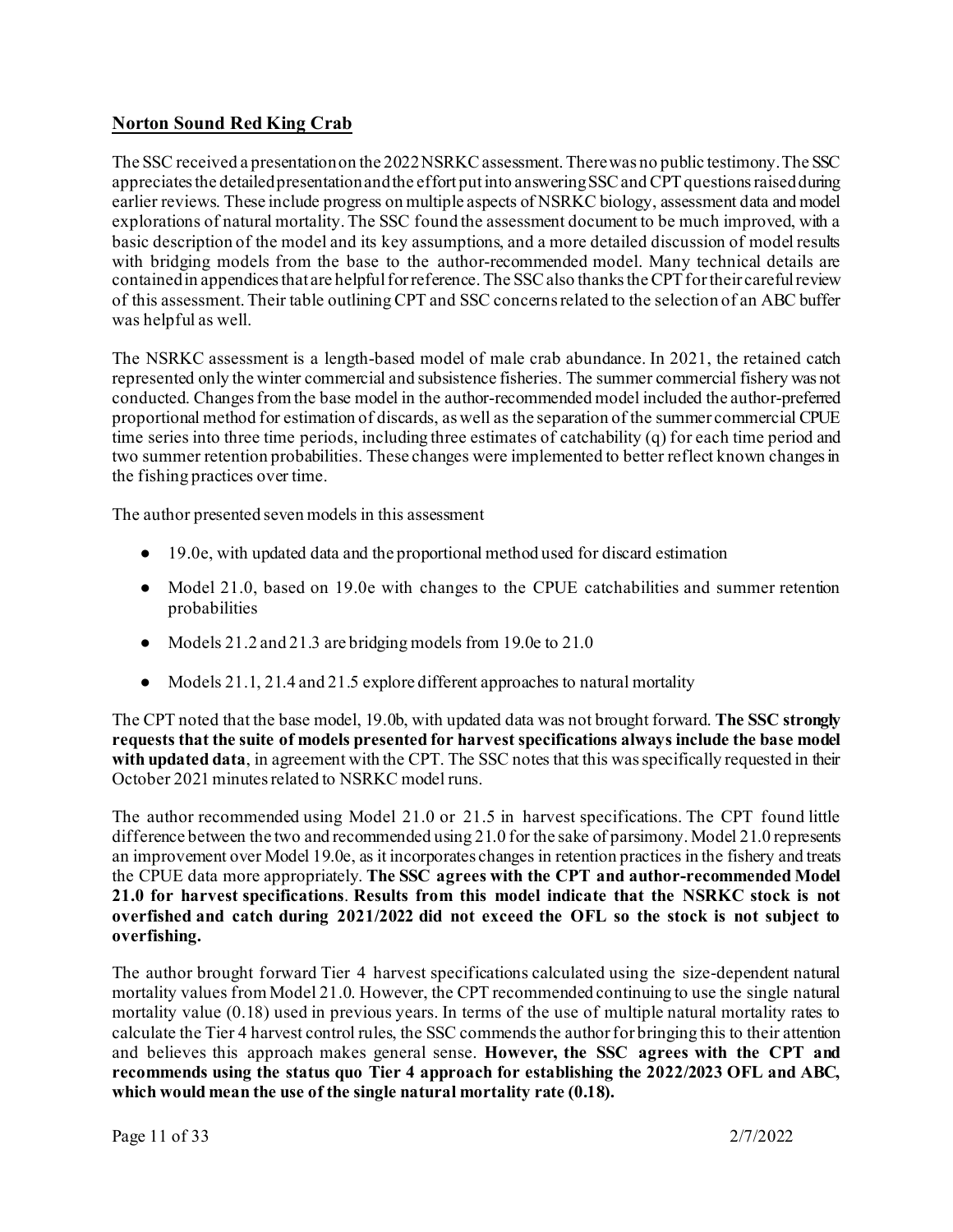## Norton Sound Red King Crab

The SSC received a presentation on the 2022 NSRKC assessment. There was no public testimony. The SSC appreciates the detailed presentation and the effort put into answering SSC and CPT questions raised during earlier reviews. These include progress on multiple aspects of NSRKC biology, assessment data and model explorations of natural mortality. The SSC found the assessment document to be much improved, with a basic description of the model and its key assumptions, and a more detailed discussion of model results with bridging models from the base to the author-recommended model. Many technical details are contained in appendices that are helpful for reference. The SSC also thanks the CPT for their careful review of this assessment. Their table outlining CPT and SSC concerns related to the selection of an ABC buffer was helpful as well.

The NSRKC assessment is a length-based model of male crab abundance. In 2021, the retained catch represented only the winter commercial and subsistence fisheries. The summer commercial fishery was not conducted. Changes from the base model in the author-recommended model included the author-preferred proportional method for estimation of discards, as well as the separation of the summer commercial CPUE time series into three time periods, including three estimates of catchability (q) for each time period and two summer retention probabilities. These changes were implemented to better reflect known changes in the fishing practices over time.

The author presented seven models in this assessment

- 19.0e, with updated data and the proportional method used for discard estimation
- Model 21.0, based on 19.0e with changes to the CPUE catchabilities and summer retention probabilities
- Models 21.2 and 21.3 are bridging models from 19.0e to 21.0
- Models 21.1, 21.4 and 21.5 explore different approaches to natural mortality

The CPT noted that the base model, 19.0b, with updated data was not brought forward. **The SSC strongly requests that the suite of models presented for harvest specifications always include the base model with updated data**, in agreement with the CPT. The SSC notes that this was specifically requested in their October 2021 minutes related to NSRKC model runs.

The author recommended using Model 21.0 or 21.5 in harvest specifications. The CPT found little difference between the two and recommended using 21.0 for the sake of parsimony. Model 21.0 represents an improvement over Model 19.0e, as it incorporates changes in retention practices in the fishery and treats the CPUE data more appropriately. **The SSC agrees with the CPT and author-recommended Model 21.0 for harvest specifications**. **Results from this model indicate that the NSRKC stock is not overfished and catch during 2021/2022 did not exceed the OFL so the stock is not subject to overfishing.**

The author brought forward Tier 4 harvest specifications calculated using the size-dependent natural mortality values from Model 21.0. However, the CPT recommended continuing to use the single natural mortality value (0.18) used in previous years. In terms of the use of multiple natural mortality rates to calculate the Tier 4 harvest control rules, the SSC commends the author for bringing this to their attention and believes this approach makes general sense. **However, the SSC agrees with the CPT and recommends using the status quo Tier 4 approach for establishing the 2022/2023 OFL and ABC, which would mean the use of the single natural mortality rate (0.18).**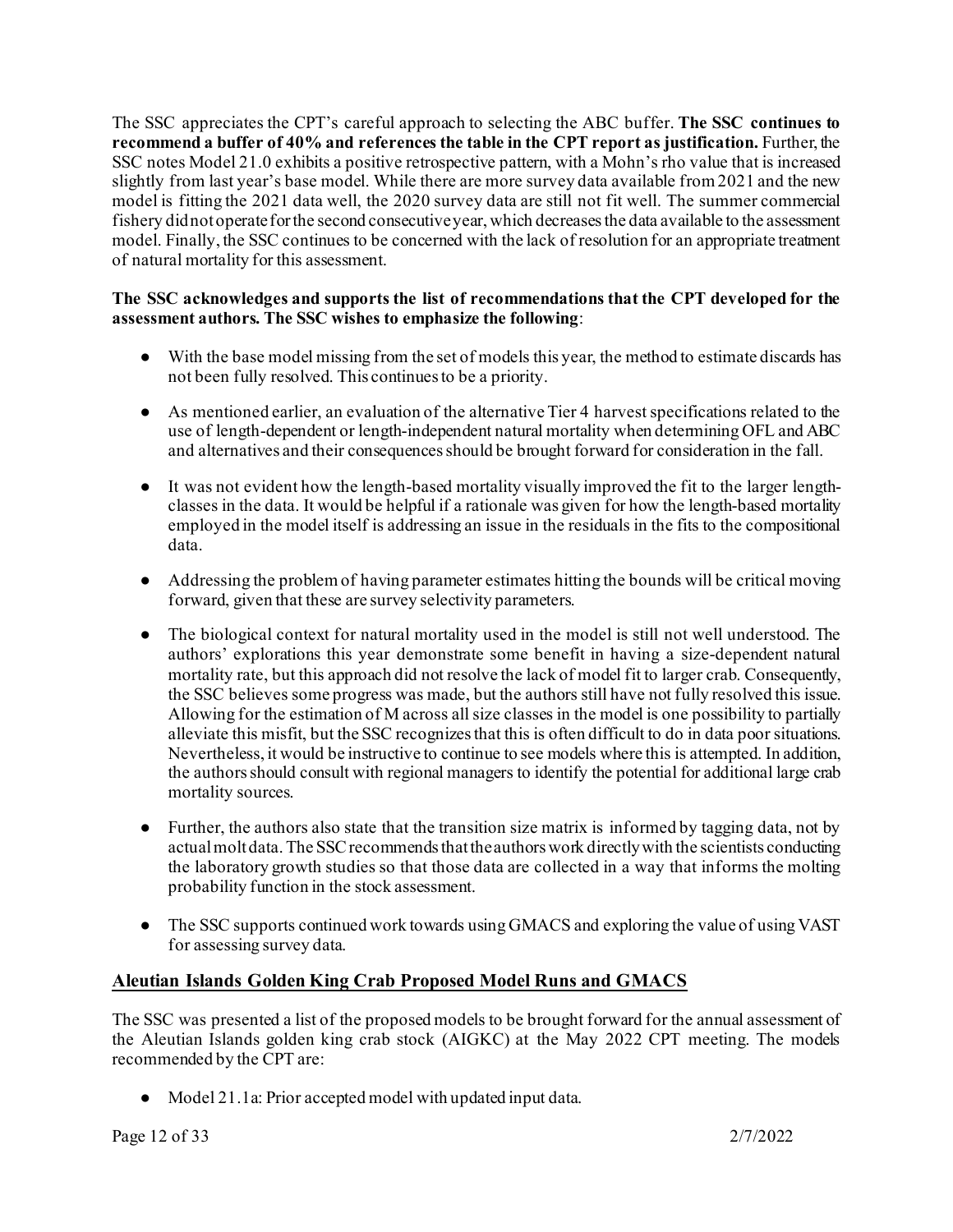The SSC appreciates the CPT's careful approach to selecting the ABC buffer. **The SSC continues to recommend a buffer of 40% and references the table in the CPT report as justification.** Further, the SSC notes Model 21.0 exhibits a positive retrospective pattern, with a Mohn's rho value that is increased slightly from last year's base model. While there are more survey data available from 2021 and the new model is fitting the 2021 data well, the 2020 survey data are still not fit well. The summer commercial fishery did not operate for the second consecutive year, which decreases the data available to the assessment model. Finally, the SSC continues to be concerned with the lack of resolution for an appropriate treatment of natural mortality for this assessment.

**The SSC acknowledges and supports the list of recommendations that the CPT developed for the assessment authors. The SSC wishes to emphasize the following**:

- With the base model missing from the set of models this year, the method to estimate discards has not been fully resolved. This continues to be a priority.
- As mentioned earlier, an evaluation of the alternative Tier 4 harvest specifications related to the use of length-dependent or length-independent natural mortality when determining OFL and ABC and alternatives and their consequences should be brought forward for consideration in the fall.
- It was not evident how the length-based mortality visually improved the fit to the larger length-classes in the data. It would be helpful if a rationale was given for how the length-based mortality employed in the model itself is addressing an issue in the residuals in the fits to the compositional data.
- Addressing the problem of having parameter estimates hitting the bounds will be critical moving forward, given that these are survey selectivity parameters.
- The biological context for natural mortality used in the model is still not well understood. The authors' explorations this year demonstrate some benefit in having a size-dependent natural mortality rate, but this approach did not resolve the lack of model fit to larger crab. Consequently, the SSC believes some progress was made, but the authors still have not fully resolved this issue. Allowing for the estimation of M across all size classes in the model is one possibility to partially alleviate this misfit, but the SSC recognizes that this is often difficult to do in data poor situations. Nevertheless, it would be instructive to continue to see models where this is attempted. In addition, the authors should consult with regional managers to identify the potential for additional large crab mortality sources.
- Further, the authors also state that the transition size matrix is informed by tagging data, not by actual molt data. The SSC recommends that the authors work directly with the scientists conducting the laboratory growth studies so that those data are collected in a way that informs the molting probability function in the stock assessment.
- The SSC supports continued work towards using GMACS and exploring the value of using VAST for assessing survey data.

## Aleutian Islands Golden King Crab Proposed Model Runs and GMACS

The SSC was presented a list of the proposed models to be brought forward for the annual assessment of the Aleutian Islands golden king crab stock (AIGKC) at the May 2022 CPT meeting. The models recommended by the CPT are:

- Model 21.1a: Prior accepted model with updated input data.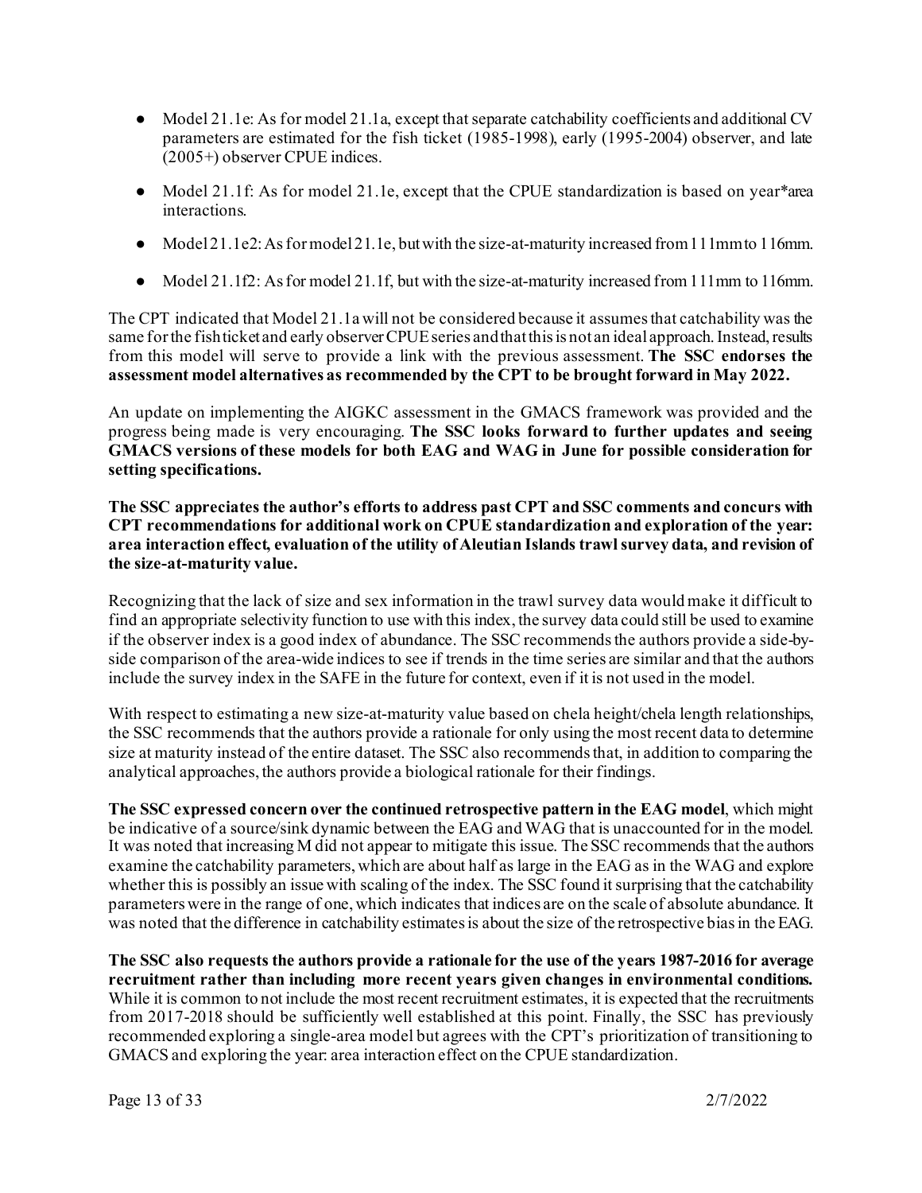- Model 21.1e: As for model 21.1a, except that separate catchability coefficients and additional CV parameters are estimated for the fish ticket (1985-1998), early (1995-2004) observer, and late (2005+) observer CPUE indices.

- Model 21.1f: As for model 21.1e, except that the CPUE standardization is based on year*area interactions.

- Model 21.1e2: As for model 21.1e, but with the size-at-maturity increased from 111mm to 116mm.

- Model 21.1f2: As for model 21.1f, but with the size-at-maturity increased from 111mm to 116mm.

The CPT indicated that Model 21.1a will not be considered because it assumes that catchability was the same for the fish ticket and early observer CPUE series and that this is not an ideal approach. Instead, results from this model will serve to provide a link with the previous assessment. **The SSC endorses the assessment model alternatives as recommended by the CPT to be brought forward in May 2022.**

An update on implementing the AIGKC assessment in the GMACS framework was provided and the progress being made is very encouraging. **The SSC looks forward to further updates and seeing GMACS versions of these models for both EAG and WAG in June for possible consideration for setting specifications.**

**The SSC appreciates the author's efforts to address past CPT and SSC comments and concurs with CPT recommendations for additional work on CPUE standardization and exploration of the year: area interaction effect, evaluation of the utility of Aleutian Islands trawl survey data, and revision of the size-at-maturity value.**

Recognizing that the lack of size and sex information in the trawl survey data would make it difficult to find an appropriate selectivity function to use with this index, the survey data could still be used to examine if the observer index is a good index of abundance. The SSC recommends the authors provide a side-by-side comparison of the area-wide indices to see if trends in the time series are similar and that the authors include the survey index in the SAFE in the future for context, even if it is not used in the model.

With respect to estimating a new size-at-maturity value based on chela height/chela length relationships, the SSC recommends that the authors provide a rationale for only using the most recent data to determine size at maturity instead of the entire dataset. The SSC also recommends that, in addition to comparing the analytical approaches, the authors provide a biological rationale for their findings.

**The SSC expressed concern over the continued retrospective pattern in the EAG model**, which might be indicative of a source/sink dynamic between the EAG and WAG that is unaccounted for in the model. It was noted that increasing M did not appear to mitigate this issue. The SSC recommends that the authors examine the catchability parameters, which are about half as large in the EAG as in the WAG and explore whether this is possibly an issue with scaling of the index. The SSC found it surprising that the catchability parameters were in the range of one, which indicates that indices are on the scale of absolute abundance. It was noted that the difference in catchability estimates is about the size of the retrospective bias in the EAG.

**The SSC also requests the authors provide a rationale for the use of the years 1987-2016 for average recruitment rather than including more recent years given changes in environmental conditions.** While it is common to not include the most recent recruitment estimates, it is expected that the recruitments from 2017-2018 should be sufficiently well established at this point. Finally, the SSC has previously recommended exploring a single-area model but agrees with the CPT's prioritization of transitioning to GMACS and exploring the year: area interaction effect on the CPUE standardization.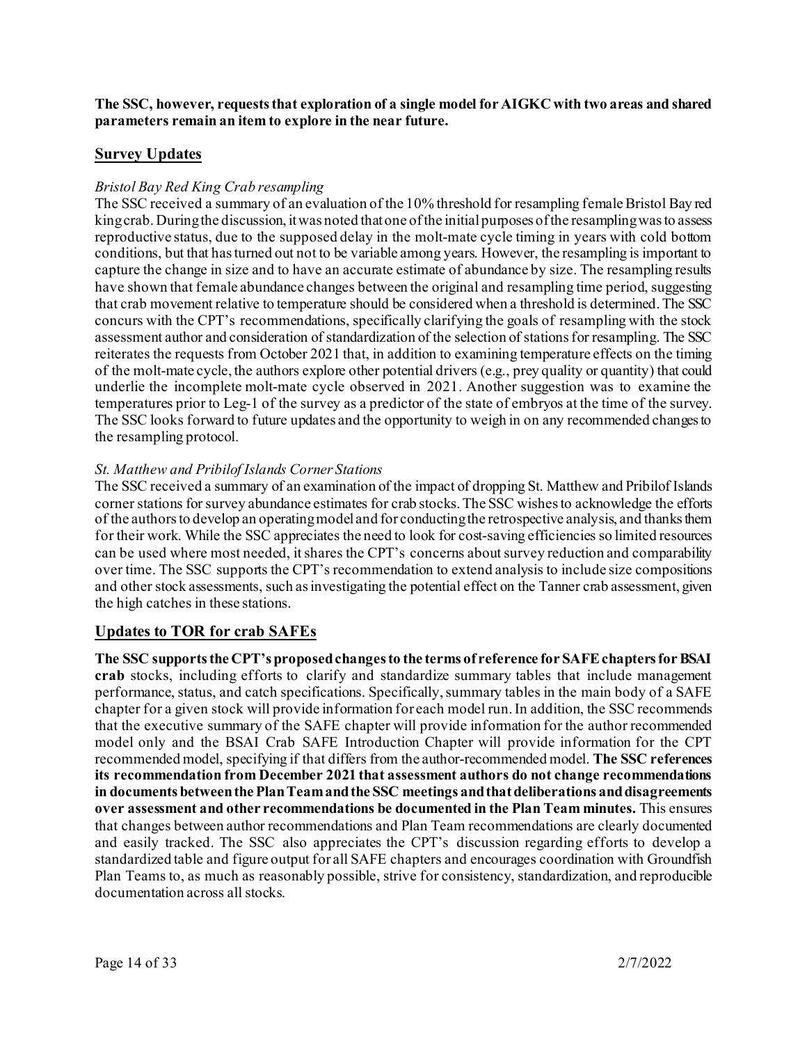**The SSC, however, requests that exploration of a single model for AIGKC with two areas and shared parameters remain an item to explore in the near future.**

## Survey Updates

*Bristol Bay Red King Crab resampling*

The SSC received a summary of an evaluation of the 10% threshold for resampling female Bristol Bay red king crab. During the discussion, it was noted that one of the initial purposes of the resampling was to assess reproductive status, due to the supposed delay in the molt-mate cycle timing in years with cold bottom conditions, but that has turned out not to be variable among years. However, the resampling is important to capture the change in size and to have an accurate estimate of abundance by size. The resampling results have shown that female abundance changes between the original and resampling time period, suggesting that crab movement relative to temperature should be considered when a threshold is determined. The SSC concurs with the CPT's recommendations, specifically clarifying the goals of resampling with the stock assessment author and consideration of standardization of the selection of stations for resampling. The SSC reiterates the requests from October 2021 that, in addition to examining temperature effects on the timing of the molt-mate cycle, the authors explore other potential drivers (e.g., prey quality or quantity) that could underlie the incomplete molt-mate cycle observed in 2021. Another suggestion was to examine the temperatures prior to Leg-1 of the survey as a predictor of the state of embryos at the time of the survey. The SSC looks forward to future updates and the opportunity to weigh in on any recommended changes to the resampling protocol.

*St. Matthew and Pribilof Islands Corner Stations*

The SSC received a summary of an examination of the impact of dropping St. Matthew and Pribilof Islands corner stations for survey abundance estimates for crab stocks. The SSC wishes to acknowledge the efforts of the authors to develop an operating model and for conducting the retrospective analysis, and thanks them for their work. While the SSC appreciates the need to look for cost-saving efficiencies so limited resources can be used where most needed, it shares the CPT's concerns about survey reduction and comparability over time. The SSC supports the CPT's recommendation to extend analysis to include size compositions and other stock assessments, such as investigating the potential effect on the Tanner crab assessment, given the high catches in these stations.

## Updates to TOR for crab SAFEs

**The SSC supports the CPT's proposed changes to the terms of reference for SAFE chapters for BSAI crab** stocks, including efforts to clarify and standardize summary tables that include management performance, status, and catch specifications. Specifically, summary tables in the main body of a SAFE chapter for a given stock will provide information for each model run. In addition, the SSC recommends that the executive summary of the SAFE chapter will provide information for the author recommended model only and the BSAI Crab SAFE Introduction Chapter will provide information for the CPT recommended model, specifying if that differs from the author-recommended model. **The SSC references its recommendation from December 2021 that assessment authors do not change recommendations in documents between the Plan Team and the SSC meetings and that deliberations and disagreements over assessment and other recommendations be documented in the Plan Team minutes.** This ensures that changes between author recommendations and Plan Team recommendations are clearly documented and easily tracked. The SSC also appreciates the CPT's discussion regarding efforts to develop a standardized table and figure output for all SAFE chapters and encourages coordination with Groundfish Plan Teams to, as much as reasonably possible, strive for consistency, standardization, and reproducible documentation across all stocks.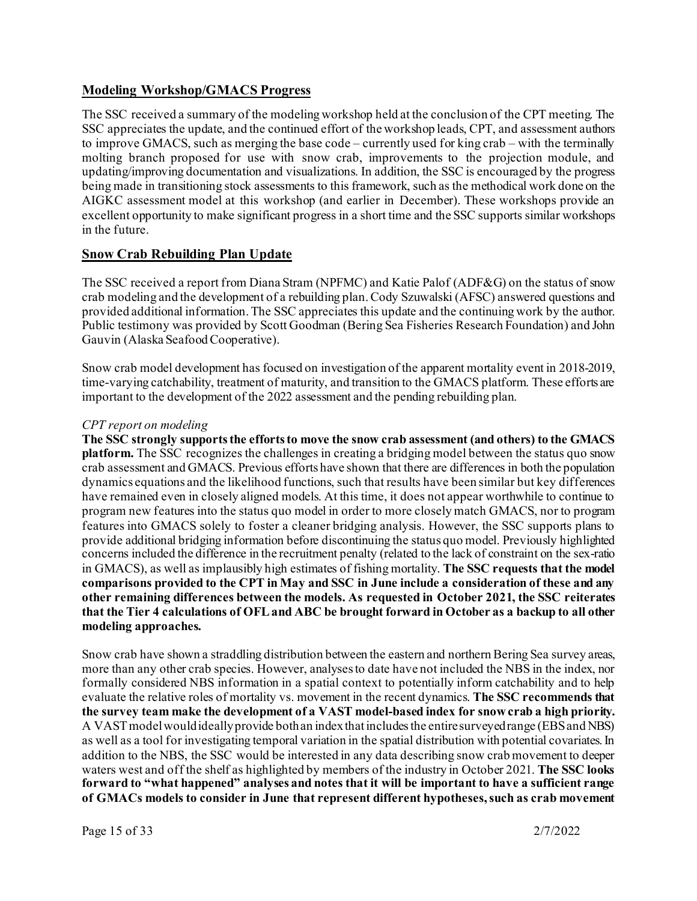## Modeling Workshop/GMACS Progress

The SSC received a summary of the modeling workshop held at the conclusion of the CPT meeting. The SSC appreciates the update, and the continued effort of the workshop leads, CPT, and assessment authors to improve GMACS, such as merging the base code – currently used for king crab – with the terminally molting branch proposed for use with snow crab, improvements to the projection module, and updating/improving documentation and visualizations. In addition, the SSC is encouraged by the progress being made in transitioning stock assessments to this framework, such as the methodical work done on the AIGKC assessment model at this workshop (and earlier in December). These workshops provide an excellent opportunity to make significant progress in a short time and the SSC supports similar workshops in the future.

## Snow Crab Rebuilding Plan Update

The SSC received a report from Diana Stram (NPFMC) and Katie Palof (ADF&G) on the status of snow crab modeling and the development of a rebuilding plan. Cody Szuwalski (AFSC) answered questions and provided additional information. The SSC appreciates this update and the continuing work by the author. Public testimony was provided by Scott Goodman (Bering Sea Fisheries Research Foundation) and John Gauvin (Alaska Seafood Cooperative).

Snow crab model development has focused on investigation of the apparent mortality event in 2018-2019, time-varying catchability, treatment of maturity, and transition to the GMACS platform. These efforts are important to the development of the 2022 assessment and the pending rebuilding plan.

*CPT report on modeling*

**The SSC strongly supports the efforts to move the snow crab assessment (and others) to the GMACS platform.** The SSC recognizes the challenges in creating a bridging model between the status quo snow crab assessment and GMACS. Previous efforts have shown that there are differences in both the population dynamics equations and the likelihood functions, such that results have been similar but key differences have remained even in closely aligned models. At this time, it does not appear worthwhile to continue to program new features into the status quo model in order to more closely match GMACS, nor to program features into GMACS solely to foster a cleaner bridging analysis. However, the SSC supports plans to provide additional bridging information before discontinuing the status quo model. Previously highlighted concerns included the difference in the recruitment penalty (related to the lack of constraint on the sex-ratio in GMACS), as well as implausibly high estimates of fishing mortality. **The SSC requests that the model comparisons provided to the CPT in May and SSC in June include a consideration of these and any other remaining differences between the models. As requested in October 2021, the SSC reiterates that the Tier 4 calculations of OFL and ABC be brought forward in October as a backup to all other modeling approaches.**

Snow crab have shown a straddling distribution between the eastern and northern Bering Sea survey areas, more than any other crab species. However, analyses to date have not included the NBS in the index, nor formally considered NBS information in a spatial context to potentially inform catchability and to help evaluate the relative roles of mortality vs. movement in the recent dynamics. **The SSC recommends that the survey team make the development of a VAST model-based index for snow crab a high priority.** A VAST model would ideally provide both an index that includes the entire surveyed range (EBS and NBS) as well as a tool for investigating temporal variation in the spatial distribution with potential covariates. In addition to the NBS, the SSC would be interested in any data describing snow crab movement to deeper waters west and off the shelf as highlighted by members of the industry in October 2021. **The SSC looks forward to "what happened" analyses and notes that it will be important to have a sufficient range of GMACs models to consider in June that represent different hypotheses, such as crab movement**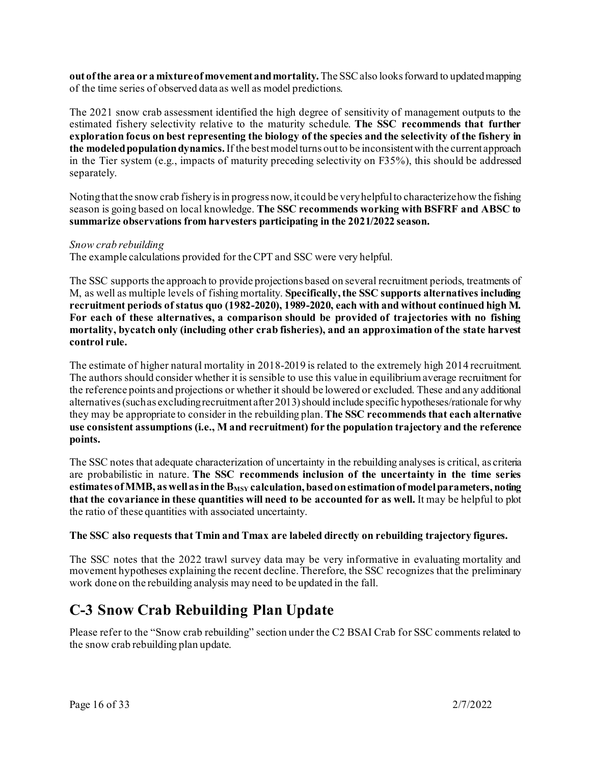**out of the area or a mixture of movement and mortality.** The SSC also looks forward to updated mapping of the time series of observed data as well as model predictions.

The 2021 snow crab assessment identified the high degree of sensitivity of management outputs to the estimated fishery selectivity relative to the maturity schedule. **The SSC recommends that further exploration focus on best representing the biology of the species and the selectivity of the fishery in the modeled population dynamics.** If the best model turns out to be inconsistent with the current approach in the Tier system (e.g., impacts of maturity preceding selectivity on F35%), this should be addressed separately.

Noting that the snow crab fishery is in progress now, it could be very helpful to characterize how the fishing season is going based on local knowledge. **The SSC recommends working with BSFRF and ABSC to summarize observations from harvesters participating in the 2021/2022 season.**

*Snow crab rebuilding*

The example calculations provided for the CPT and SSC were very helpful.

The SSC supports the approach to provide projections based on several recruitment periods, treatments of M, as well as multiple levels of fishing mortality. **Specifically, the SSC supports alternatives including recruitment periods of status quo (1982-2020), 1989-2020, each with and without continued high M. For each of these alternatives, a comparison should be provided of trajectories with no fishing mortality, bycatch only (including other crab fisheries), and an approximation of the state harvest control rule.**

The estimate of higher natural mortality in 2018-2019 is related to the extremely high 2014 recruitment. The authors should consider whether it is sensible to use this value in equilibrium average recruitment for the reference points and projections or whether it should be lowered or excluded. These and any additional alternatives (such as excluding recruitment after 2013) should include specific hypotheses/rationale for why they may be appropriate to consider in the rebuilding plan. **The SSC recommends that each alternative use consistent assumptions (i.e., M and recruitment) for the population trajectory and the reference points.**

The SSC notes that adequate characterization of uncertainty in the rebuilding analyses is critical, as criteria are probabilistic in nature. **The SSC recommends inclusion of the uncertainty in the time series estimates of MMB, as well as in the $B_{MSY}$ calculation, based on estimation of model parameters, noting that the covariance in these quantities will need to be accounted for as well.** It may be helpful to plot the ratio of these quantities with associated uncertainty.

**The SSC also requests that Tmin and Tmax are labeled directly on rebuilding trajectory figures.**

The SSC notes that the 2022 trawl survey data may be very informative in evaluating mortality and movement hypotheses explaining the recent decline. Therefore, the SSC recognizes that the preliminary work done on the rebuilding analysis may need to be updated in the fall.

# C-3 Snow Crab Rebuilding Plan Update

Please refer to the "Snow crab rebuilding" section under the C2 BSAI Crab for SSC comments related to the snow crab rebuilding plan update.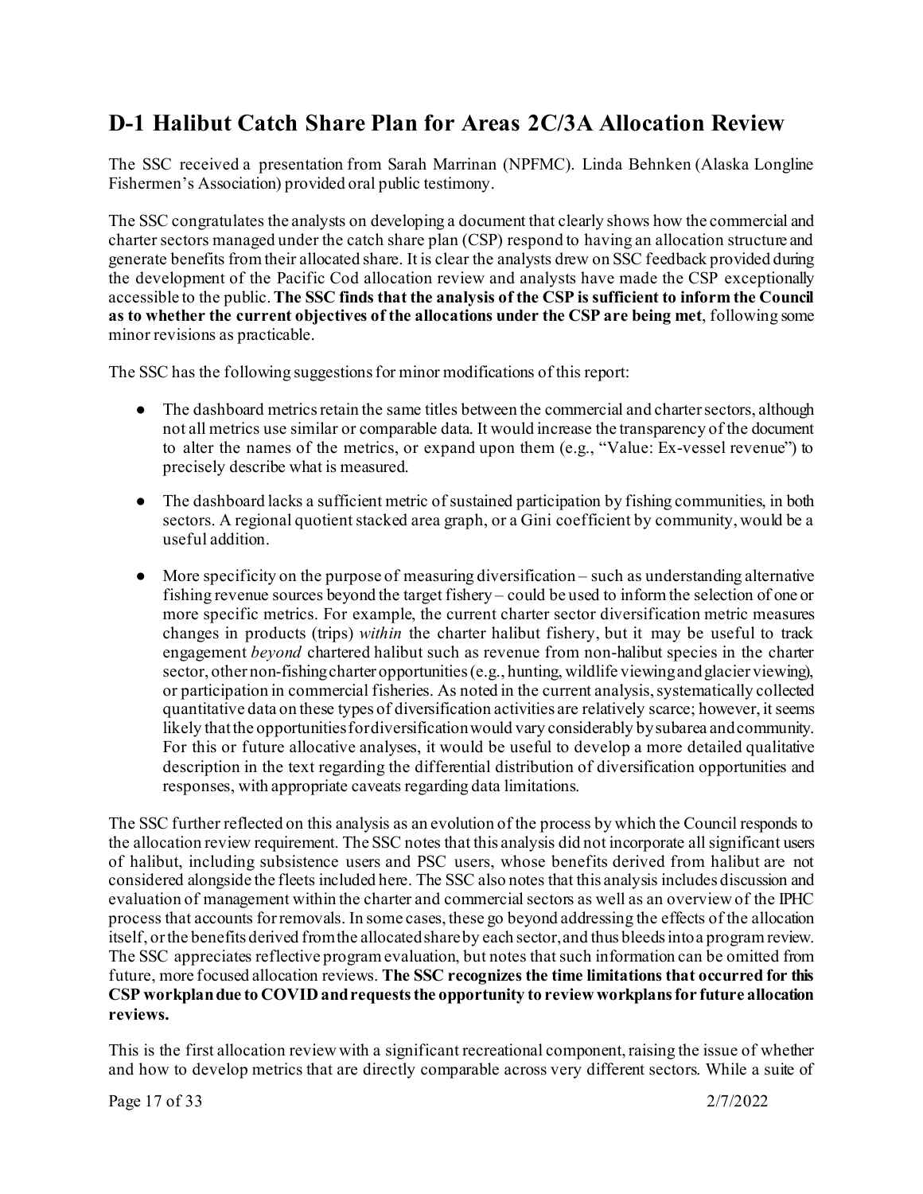## D-1 Halibut Catch Share Plan for Areas 2C/3A Allocation Review

The SSC received a presentation from Sarah Marrinan (NPFMC). Linda Behnken (Alaska Longline Fishermen's Association) provided oral public testimony.

The SSC congratulates the analysts on developing a document that clearly shows how the commercial and charter sectors managed under the catch share plan (CSP) respond to having an allocation structure and generate benefits from their allocated share. It is clear the analysts drew on SSC feedback provided during the development of the Pacific Cod allocation review and analysts have made the CSP exceptionally accessible to the public. **The SSC finds that the analysis of the CSP is sufficient to inform the Council as to whether the current objectives of the allocations under the CSP are being met**, following some minor revisions as practicable.

The SSC has the following suggestions for minor modifications of this report:

- The dashboard metrics retain the same titles between the commercial and charter sectors, although not all metrics use similar or comparable data. It would increase the transparency of the document to alter the names of the metrics, or expand upon them (e.g., "Value: Ex-vessel revenue") to precisely describe what is measured.
- The dashboard lacks a sufficient metric of sustained participation by fishing communities, in both sectors. A regional quotient stacked area graph, or a Gini coefficient by community, would be a useful addition.
- More specificity on the purpose of measuring diversification – such as understanding alternative fishing revenue sources beyond the target fishery – could be used to inform the selection of one or more specific metrics. For example, the current charter sector diversification metric measures changes in products (trips) *within* the charter halibut fishery, but it may be useful to track engagement *beyond* chartered halibut such as revenue from non-halibut species in the charter sector, other non-fishing charter opportunities (e.g., hunting, wildlife viewing and glacier viewing), or participation in commercial fisheries. As noted in the current analysis, systematically collected quantitative data on these types of diversification activities are relatively scarce; however, it seems likely that the opportunities for diversification would vary considerably by subarea and community. For this or future allocative analyses, it would be useful to develop a more detailed qualitative description in the text regarding the differential distribution of diversification opportunities and responses, with appropriate caveats regarding data limitations.

The SSC further reflected on this analysis as an evolution of the process by which the Council responds to the allocation review requirement. The SSC notes that this analysis did not incorporate all significant users of halibut, including subsistence users and PSC users, whose benefits derived from halibut are not considered alongside the fleets included here. The SSC also notes that this analysis includes discussion and evaluation of management within the charter and commercial sectors as well as an overview of the IPHC process that accounts for removals. In some cases, these go beyond addressing the effects of the allocation itself, or the benefits derived from the allocated share by each sector, and thus bleeds into a program review. The SSC appreciates reflective program evaluation, but notes that such information can be omitted from future, more focused allocation reviews. **The SSC recognizes the time limitations that occurred for this CSP workplan due to COVID and requests the opportunity to review workplans for future allocation reviews.**

This is the first allocation review with a significant recreational component, raising the issue of whether and how to develop metrics that are directly comparable across very different sectors. While a suite of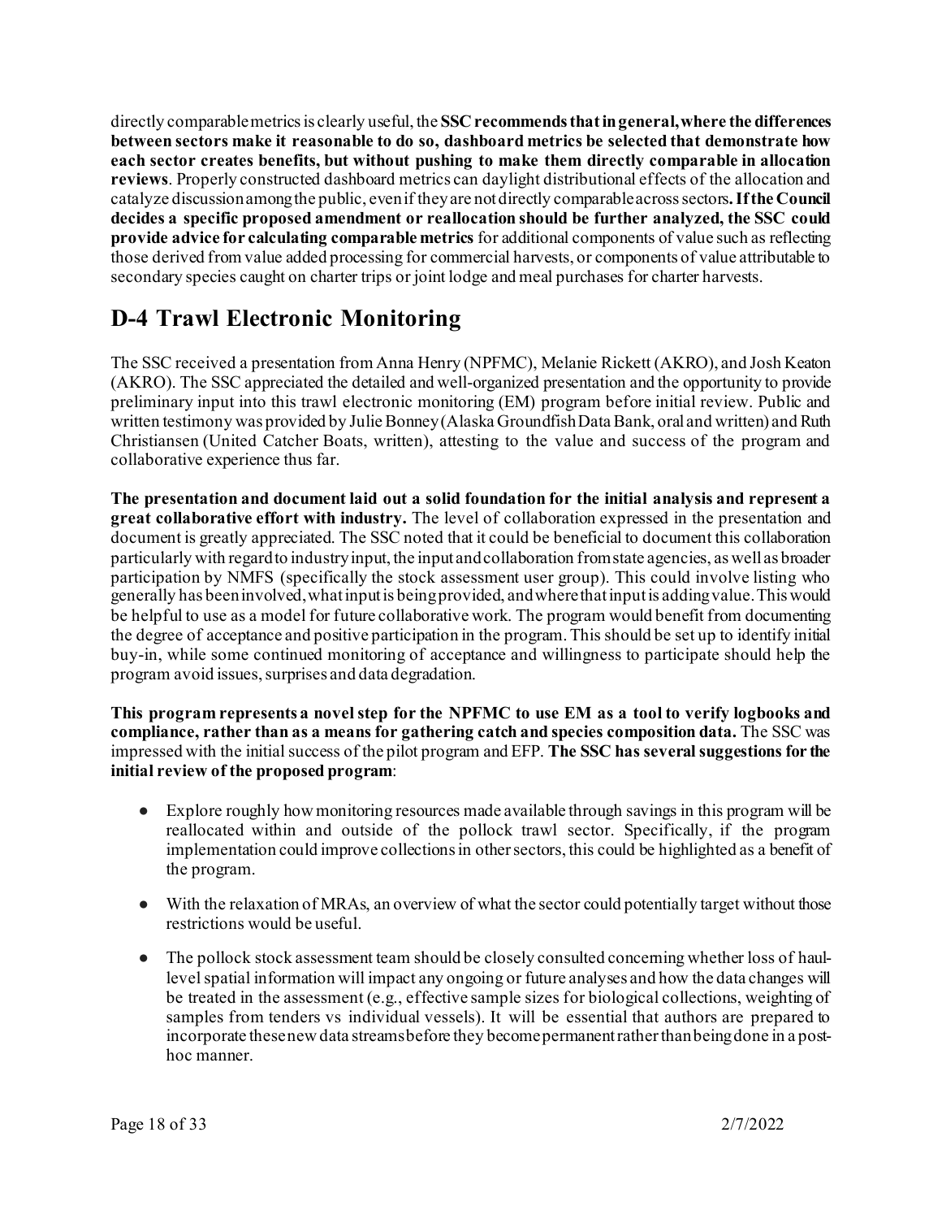directly comparable metrics is clearly useful, the **SSC recommends that in general, where the differences between sectors make it reasonable to do so, dashboard metrics be selected that demonstrate how each sector creates benefits, but without pushing to make them directly comparable in allocation reviews**. Properly constructed dashboard metrics can daylight distributional effects of the allocation and catalyze discussion among the public, even if they are not directly comparable across sectors**. If the Council decides a specific proposed amendment or reallocation should be further analyzed, the SSC could provide advice for calculating comparable metrics** for additional components of value such as reflecting those derived from value added processing for commercial harvests, or components of value attributable to secondary species caught on charter trips or joint lodge and meal purchases for charter harvests.

# D-4 Trawl Electronic Monitoring

The SSC received a presentation from Anna Henry (NPFMC), Melanie Rickett (AKRO), and Josh Keaton (AKRO). The SSC appreciated the detailed and well-organized presentation and the opportunity to provide preliminary input into this trawl electronic monitoring (EM) program before initial review. Public and written testimony was provided by Julie Bonney (Alaska Groundfish Data Bank, oral and written) and Ruth Christiansen (United Catcher Boats, written), attesting to the value and success of the program and collaborative experience thus far.

**The presentation and document laid out a solid foundation for the initial analysis and represent a great collaborative effort with industry.** The level of collaboration expressed in the presentation and document is greatly appreciated. The SSC noted that it could be beneficial to document this collaboration particularly with regard to industry input, the input and collaboration from state agencies, as well as broader participation by NMFS (specifically the stock assessment user group). This could involve listing who generally has been involved, what input is being provided, and where that input is adding value. This would be helpful to use as a model for future collaborative work. The program would benefit from documenting the degree of acceptance and positive participation in the program. This should be set up to identify initial buy-in, while some continued monitoring of acceptance and willingness to participate should help the program avoid issues, surprises and data degradation.

**This program represents a novel step for the NPFMC to use EM as a tool to verify logbooks and compliance, rather than as a means for gathering catch and species composition data.** The SSC was impressed with the initial success of the pilot program and EFP. **The SSC has several suggestions for the initial review of the proposed program**:

- Explore roughly how monitoring resources made available through savings in this program will be reallocated within and outside of the pollock trawl sector. Specifically, if the program implementation could improve collections in other sectors, this could be highlighted as a benefit of the program.
- With the relaxation of MRAs, an overview of what the sector could potentially target without those restrictions would be useful.
- The pollock stock assessment team should be closely consulted concerning whether loss of haul-level spatial information will impact any ongoing or future analyses and how the data changes will be treated in the assessment (e.g., effective sample sizes for biological collections, weighting of samples from tenders vs individual vessels). It will be essential that authors are prepared to incorporate these new data streams before they become permanent rather than being done in a post-hoc manner.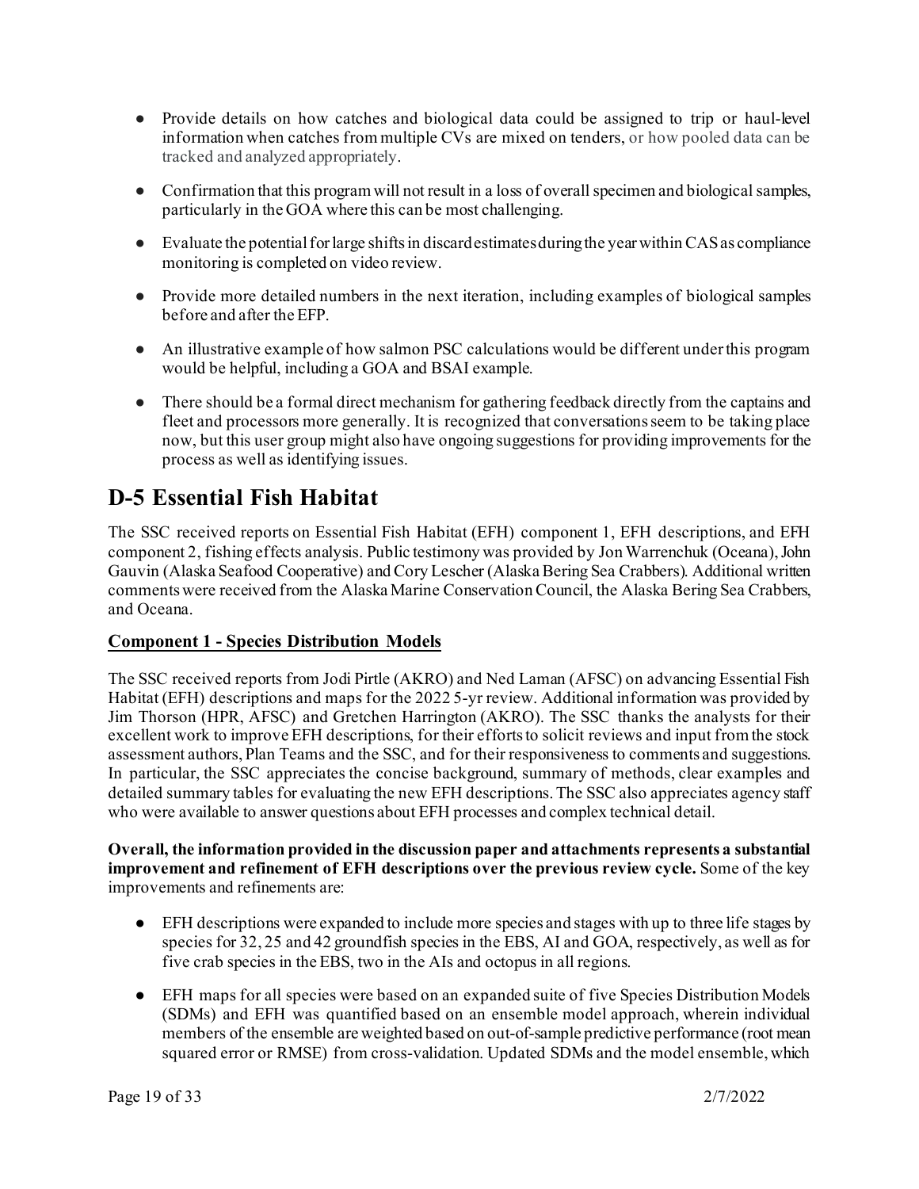- Provide details on how catches and biological data could be assigned to trip or haul-level information when catches from multiple CVs are mixed on tenders, or how pooled data can be tracked and analyzed appropriately.
- Confirmation that this program will not result in a loss of overall specimen and biological samples, particularly in the GOA where this can be most challenging.
- Evaluate the potential for large shifts in discard estimates during the year within CAS as compliance monitoring is completed on video review.
- Provide more detailed numbers in the next iteration, including examples of biological samples before and after the EFP.
- An illustrative example of how salmon PSC calculations would be different under this program would be helpful, including a GOA and BSAI example.
- There should be a formal direct mechanism for gathering feedback directly from the captains and fleet and processors more generally. It is recognized that conversations seem to be taking place now, but this user group might also have ongoing suggestions for providing improvements for the process as well as identifying issues.

# D-5 Essential Fish Habitat

The SSC received reports on Essential Fish Habitat (EFH) component 1, EFH descriptions, and EFH component 2, fishing effects analysis. Public testimony was provided by Jon Warrenchuk (Oceana), John Gauvin (Alaska Seafood Cooperative) and Cory Lescher (Alaska Bering Sea Crabbers). Additional written comments were received from the Alaska Marine Conservation Council, the Alaska Bering Sea Crabbers, and Oceana.

## Component 1 - Species Distribution Models

The SSC received reports from Jodi Pirtle (AKRO) and Ned Laman (AFSC) on advancing Essential Fish Habitat (EFH) descriptions and maps for the 2022 5-yr review. Additional information was provided by Jim Thorson (HPR, AFSC) and Gretchen Harrington (AKRO). The SSC thanks the analysts for their excellent work to improve EFH descriptions, for their efforts to solicit reviews and input from the stock assessment authors, Plan Teams and the SSC, and for their responsiveness to comments and suggestions. In particular, the SSC appreciates the concise background, summary of methods, clear examples and detailed summary tables for evaluating the new EFH descriptions. The SSC also appreciates agency staff who were available to answer questions about EFH processes and complex technical detail.

**Overall, the information provided in the discussion paper and attachments represents a substantial improvement and refinement of EFH descriptions over the previous review cycle.** Some of the key improvements and refinements are:

- EFH descriptions were expanded to include more species and stages with up to three life stages by species for 32, 25 and 42 groundfish species in the EBS, AI and GOA, respectively, as well as for five crab species in the EBS, two in the AIs and octopus in all regions.
- EFH maps for all species were based on an expanded suite of five Species Distribution Models (SDMs) and EFH was quantified based on an ensemble model approach, wherein individual members of the ensemble are weighted based on out-of-sample predictive performance (root mean squared error or RMSE) from cross-validation. Updated SDMs and the model ensemble, which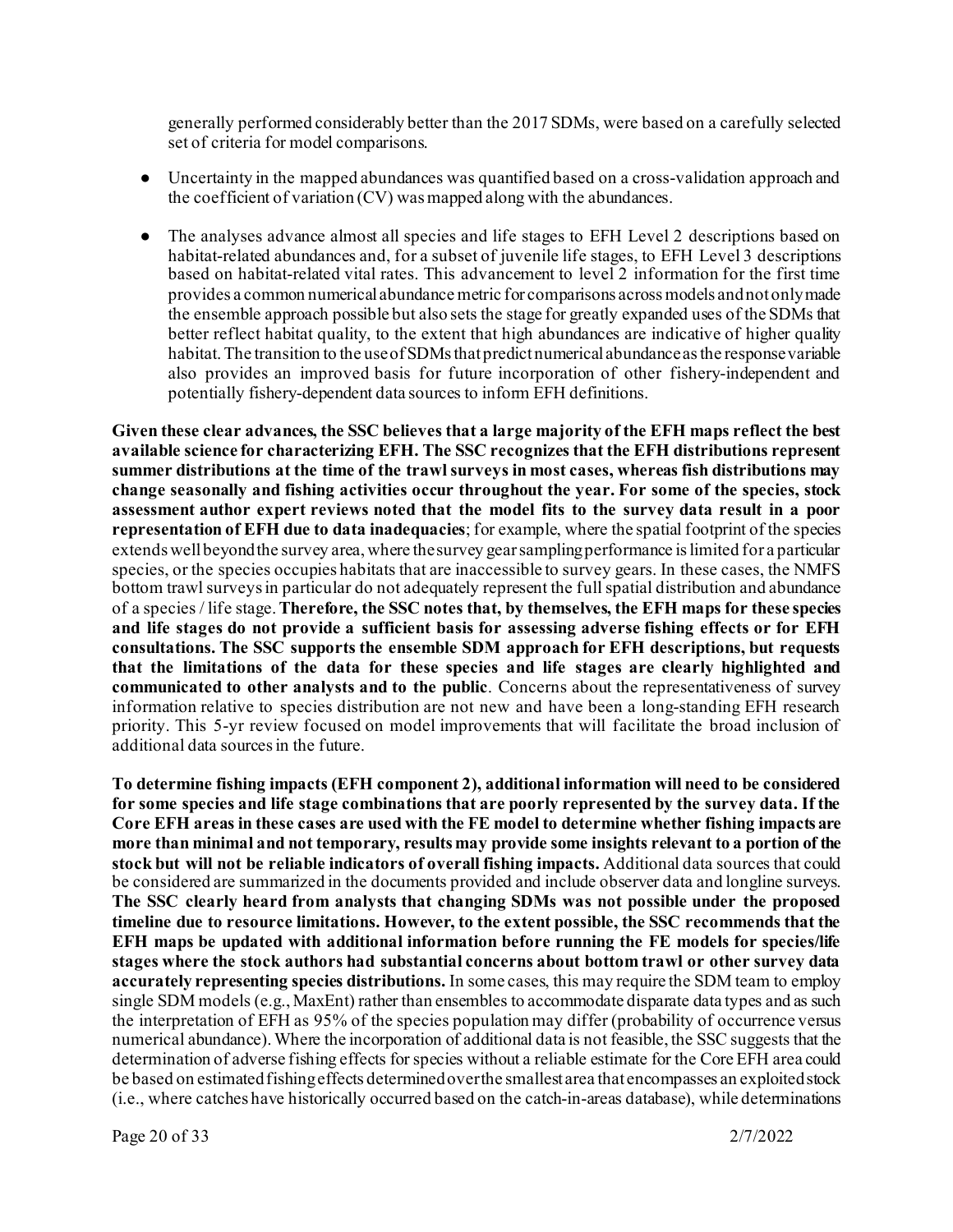generally performed considerably better than the 2017 SDMs, were based on a carefully selected set of criteria for model comparisons.

- Uncertainty in the mapped abundances was quantified based on a cross-validation approach and the coefficient of variation (CV) was mapped along with the abundances.
- The analyses advance almost all species and life stages to EFH Level 2 descriptions based on habitat-related abundances and, for a subset of juvenile life stages, to EFH Level 3 descriptions based on habitat-related vital rates. This advancement to level 2 information for the first time provides a common numerical abundance metric for comparisons across models and not only made the ensemble approach possible but also sets the stage for greatly expanded uses of the SDMs that better reflect habitat quality, to the extent that high abundances are indicative of higher quality habitat. The transition to the use of SDMs that predict numerical abundance as the response variable also provides an improved basis for future incorporation of other fishery-independent and potentially fishery-dependent data sources to inform EFH definitions.

**Given these clear advances, the SSC believes that a large majority of the EFH maps reflect the best available science for characterizing EFH. The SSC recognizes that the EFH distributions represent summer distributions at the time of the trawl surveys in most cases, whereas fish distributions may change seasonally and fishing activities occur throughout the year. For some of the species, stock assessment author expert reviews noted that the model fits to the survey data result in a poor representation of EFH due to data inadequacies**; for example, where the spatial footprint of the species extends well beyond the survey area, where the survey gear sampling performance is limited for a particular species, or the species occupies habitats that are inaccessible to survey gears. In these cases, the NMFS bottom trawl surveys in particular do not adequately represent the full spatial distribution and abundance of a species / life stage. **Therefore, the SSC notes that, by themselves, the EFH maps for these species and life stages do not provide a sufficient basis for assessing adverse fishing effects or for EFH consultations. The SSC supports the ensemble SDM approach for EFH descriptions, but requests that the limitations of the data for these species and life stages are clearly highlighted and communicated to other analysts and to the public**. Concerns about the representativeness of survey information relative to species distribution are not new and have been a long-standing EFH research priority. This 5-yr review focused on model improvements that will facilitate the broad inclusion of additional data sources in the future.

**To determine fishing impacts (EFH component 2), additional information will need to be considered for some species and life stage combinations that are poorly represented by the survey data. If the Core EFH areas in these cases are used with the FE model to determine whether fishing impacts are more than minimal and not temporary, results may provide some insights relevant to a portion of the stock but will not be reliable indicators of overall fishing impacts.** Additional data sources that could be considered are summarized in the documents provided and include observer data and longline surveys. **The SSC clearly heard from analysts that changing SDMs was not possible under the proposed timeline due to resource limitations. However, to the extent possible, the SSC recommends that the EFH maps be updated with additional information before running the FE models for species/life stages where the stock authors had substantial concerns about bottom trawl or other survey data accurately representing species distributions.** In some cases, this may require the SDM team to employ single SDM models (e.g., MaxEnt) rather than ensembles to accommodate disparate data types and as such the interpretation of EFH as 95% of the species population may differ (probability of occurrence versus numerical abundance). Where the incorporation of additional data is not feasible, the SSC suggests that the determination of adverse fishing effects for species without a reliable estimate for the Core EFH area could be based on estimated fishing effects determined over the smallest area that encompasses an exploited stock (i.e., where catches have historically occurred based on the catch-in-areas database), while determinations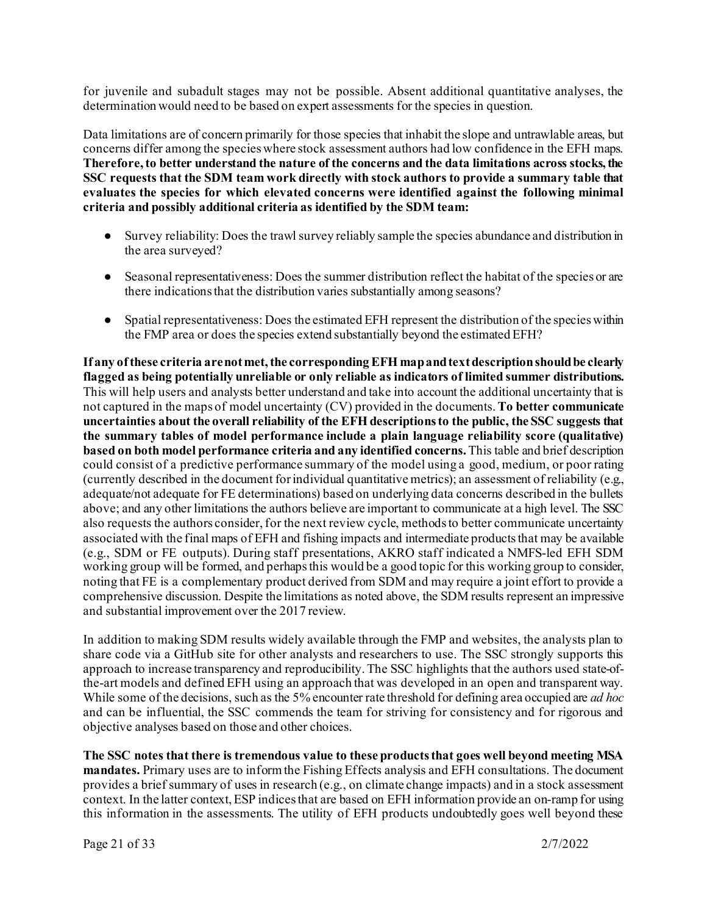for juvenile and subadult stages may not be possible. Absent additional quantitative analyses, the determination would need to be based on expert assessments for the species in question.

Data limitations are of concern primarily for those species that inhabit the slope and untrawlable areas, but concerns differ among the species where stock assessment authors had low confidence in the EFH maps. **Therefore, to better understand the nature of the concerns and the data limitations across stocks, the SSC requests that the SDM team work directly with stock authors to provide a summary table that evaluates the species for which elevated concerns were identified against the following minimal criteria and possibly additional criteria as identified by the SDM team:**

- Survey reliability: Does the trawl survey reliably sample the species abundance and distribution in the area surveyed?
- Seasonal representativeness: Does the summer distribution reflect the habitat of the species or are there indications that the distribution varies substantially among seasons?
- Spatial representativeness: Does the estimated EFH represent the distribution of the species within the FMP area or does the species extend substantially beyond the estimated EFH?

**If any of these criteria are not met, the corresponding EFH map and text description should be clearly flagged as being potentially unreliable or only reliable as indicators of limited summer distributions.** This will help users and analysts better understand and take into account the additional uncertainty that is not captured in the maps of model uncertainty (CV) provided in the documents. **To better communicate uncertainties about the overall reliability of the EFH descriptions to the public, the SSC suggests that the summary tables of model performance include a plain language reliability score (qualitative) based on both model performance criteria and any identified concerns.** This table and brief description could consist of a predictive performance summary of the model using a good, medium, or poor rating (currently described in the document for individual quantitative metrics); an assessment of reliability (e.g., adequate/not adequate for FE determinations) based on underlying data concerns described in the bullets above; and any other limitations the authors believe are important to communicate at a high level. The SSC also requests the authors consider, for the next review cycle, methods to better communicate uncertainty associated with the final maps of EFH and fishing impacts and intermediate products that may be available (e.g., SDM or FE outputs). During staff presentations, AKRO staff indicated a NMFS-led EFH SDM working group will be formed, and perhaps this would be a good topic for this working group to consider, noting that FE is a complementary product derived from SDM and may require a joint effort to provide a comprehensive discussion. Despite the limitations as noted above, the SDM results represent an impressive and substantial improvement over the 2017 review.

In addition to making SDM results widely available through the FMP and websites, the analysts plan to share code via a GitHub site for other analysts and researchers to use. The SSC strongly supports this approach to increase transparency and reproducibility. The SSC highlights that the authors used state-of-the-art models and defined EFH using an approach that was developed in an open and transparent way. While some of the decisions, such as the 5% encounter rate threshold for defining area occupied are *ad hoc* and can be influential, the SSC commends the team for striving for consistency and for rigorous and objective analyses based on those and other choices.

**The SSC notes that there is tremendous value to these products that goes well beyond meeting MSA mandates.** Primary uses are to inform the Fishing Effects analysis and EFH consultations. The document provides a brief summary of uses in research (e.g., on climate change impacts) and in a stock assessment context. In the latter context, ESP indices that are based on EFH information provide an on-ramp for using this information in the assessments. The utility of EFH products undoubtedly goes well beyond these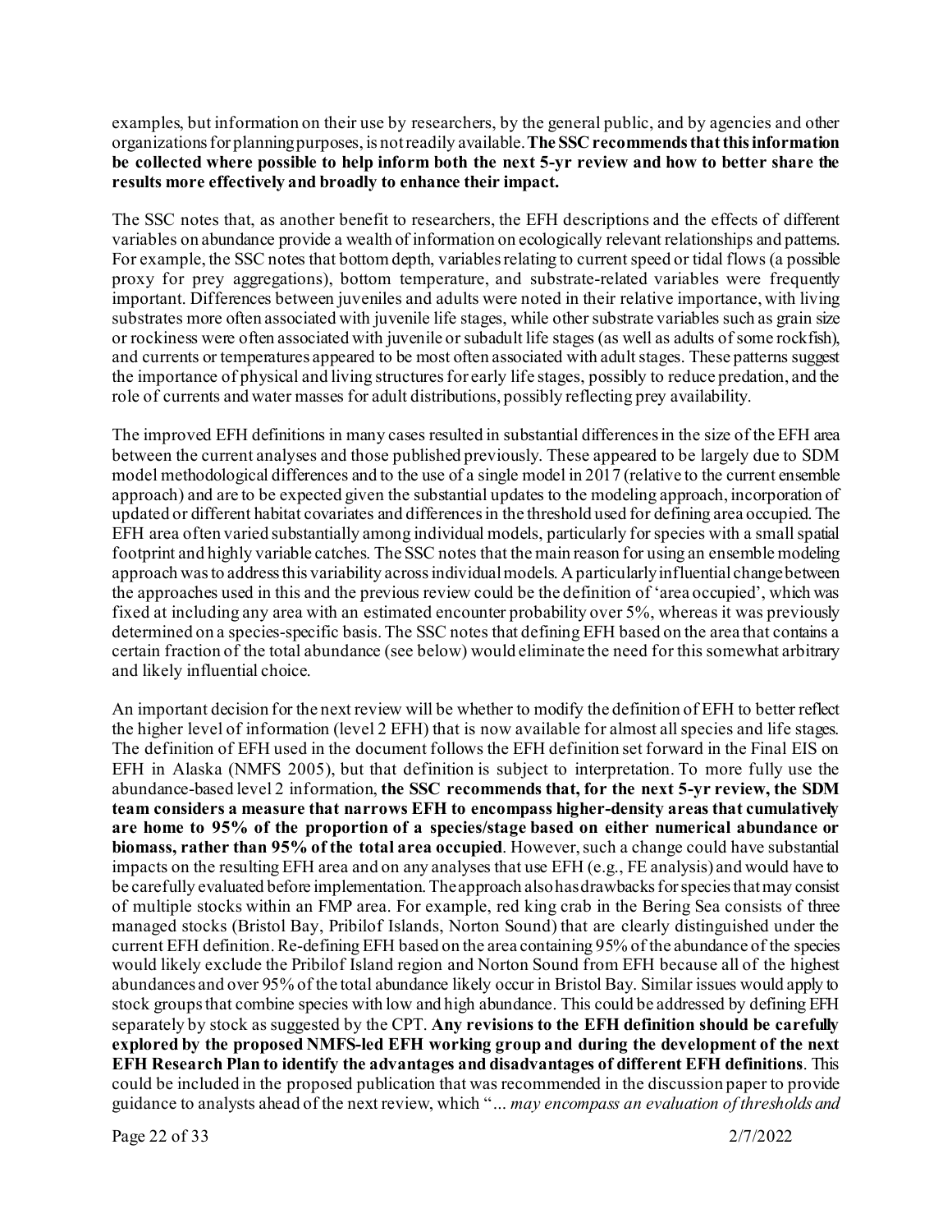examples, but information on their use by researchers, by the general public, and by agencies and other organizations for planning purposes, is not readily available. **The SSC recommends that this information be collected where possible to help inform both the next 5-yr review and how to better share the results more effectively and broadly to enhance their impact.**

The SSC notes that, as another benefit to researchers, the EFH descriptions and the effects of different variables on abundance provide a wealth of information on ecologically relevant relationships and patterns. For example, the SSC notes that bottom depth, variables relating to current speed or tidal flows (a possible proxy for prey aggregations), bottom temperature, and substrate-related variables were frequently important. Differences between juveniles and adults were noted in their relative importance, with living substrates more often associated with juvenile life stages, while other substrate variables such as grain size or rockiness were often associated with juvenile or subadult life stages (as well as adults of some rockfish), and currents or temperatures appeared to be most often associated with adult stages. These patterns suggest the importance of physical and living structures for early life stages, possibly to reduce predation, and the role of currents and water masses for adult distributions, possibly reflecting prey availability.

The improved EFH definitions in many cases resulted in substantial differences in the size of the EFH area between the current analyses and those published previously. These appeared to be largely due to SDM model methodological differences and to the use of a single model in 2017 (relative to the current ensemble approach) and are to be expected given the substantial updates to the modeling approach, incorporation of updated or different habitat covariates and differences in the threshold used for defining area occupied. The EFH area often varied substantially among individual models, particularly for species with a small spatial footprint and highly variable catches. The SSC notes that the main reason for using an ensemble modeling approach was to address this variability across individual models. A particularly influential change between the approaches used in this and the previous review could be the definition of 'area occupied', which was fixed at including any area with an estimated encounter probability over 5%, whereas it was previously determined on a species-specific basis. The SSC notes that defining EFH based on the area that contains a certain fraction of the total abundance (see below) would eliminate the need for this somewhat arbitrary and likely influential choice.

An important decision for the next review will be whether to modify the definition of EFH to better reflect the higher level of information (level 2 EFH) that is now available for almost all species and life stages. The definition of EFH used in the document follows the EFH definition set forward in the Final EIS on EFH in Alaska (NMFS 2005), but that definition is subject to interpretation. To more fully use the abundance-based level 2 information, **the SSC recommends that, for the next 5-yr review, the SDM team considers a measure that narrows EFH to encompass higher-density areas that cumulatively are home to 95% of the proportion of a species/stage based on either numerical abundance or biomass, rather than 95% of the total area occupied**. However, such a change could have substantial impacts on the resulting EFH area and on any analyses that use EFH (e.g., FE analysis) and would have to be carefully evaluated before implementation. The approach also has drawbacks for species that may consist of multiple stocks within an FMP area. For example, red king crab in the Bering Sea consists of three managed stocks (Bristol Bay, Pribilof Islands, Norton Sound) that are clearly distinguished under the current EFH definition. Re-defining EFH based on the area containing 95% of the abundance of the species would likely exclude the Pribilof Island region and Norton Sound from EFH because all of the highest abundances and over 95% of the total abundance likely occur in Bristol Bay. Similar issues would apply to stock groups that combine species with low and high abundance. This could be addressed by defining EFH separately by stock as suggested by the CPT. **Any revisions to the EFH definition should be carefully explored by the proposed NMFS-led EFH working group and during the development of the next EFH Research Plan to identify the advantages and disadvantages of different EFH definitions**. This could be included in the proposed publication that was recommended in the discussion paper to provide guidance to analysts ahead of the next review, which "*... may encompass an evaluation of thresholds and*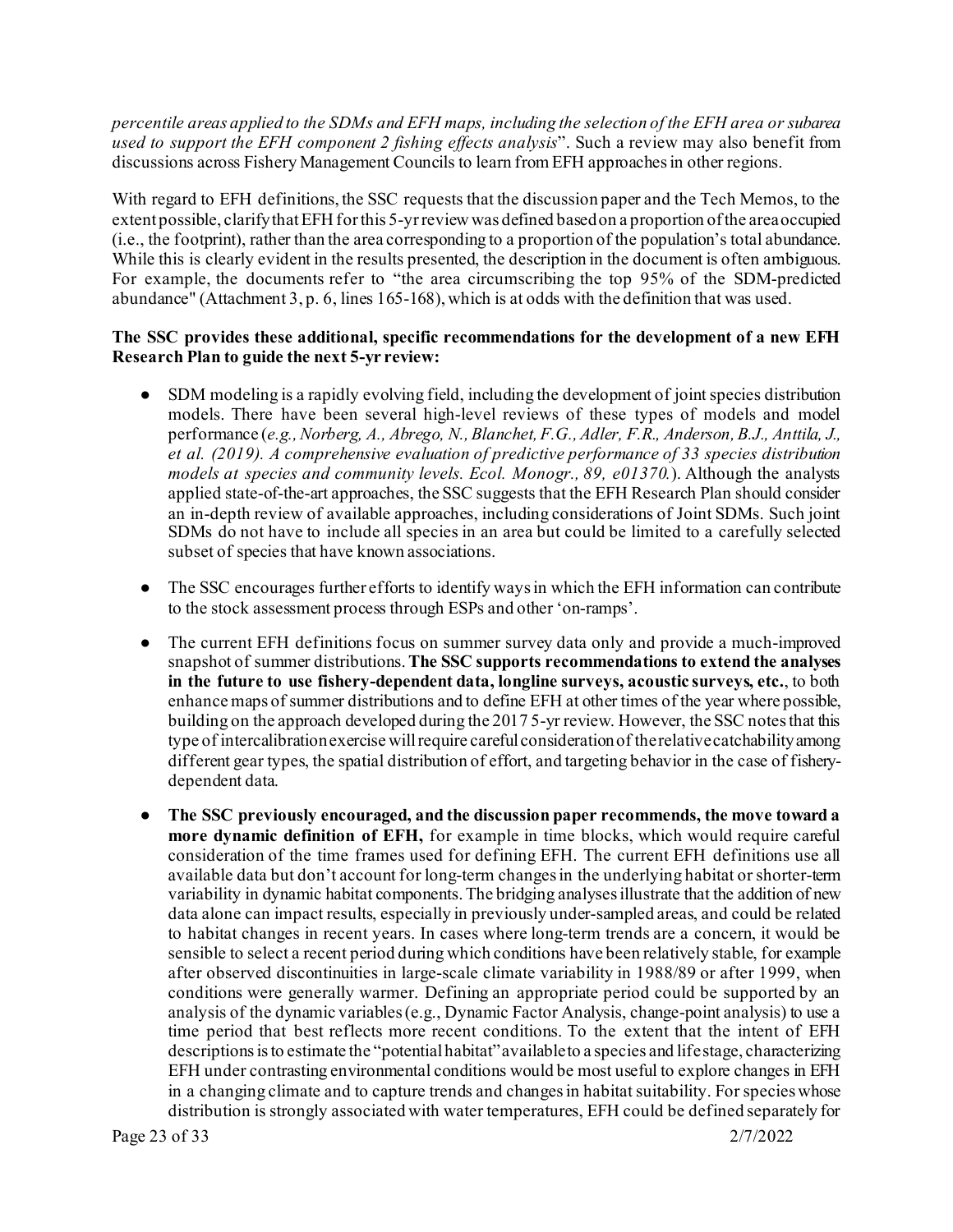*percentile areas applied to the SDMs and EFH maps, including the selection of the EFH area or subarea used to support the EFH component 2 fishing effects analysis*". Such a review may also benefit from discussions across Fishery Management Councils to learn from EFH approaches in other regions.

With regard to EFH definitions, the SSC requests that the discussion paper and the Tech Memos, to the extent possible, clarify that EFH for this 5-yr review was defined based on a proportion of the area occupied (i.e., the footprint), rather than the area corresponding to a proportion of the population's total abundance. While this is clearly evident in the results presented, the description in the document is often ambiguous. For example, the documents refer to "the area circumscribing the top 95% of the SDM-predicted abundance" (Attachment 3, p. 6, lines 165-168), which is at odds with the definition that was used.

**The SSC provides these additional, specific recommendations for the development of a new EFH Research Plan to guide the next 5-yr review:**

- SDM modeling is a rapidly evolving field, including the development of joint species distribution models. There have been several high-level reviews of these types of models and model performance (*e.g., Norberg, A., Abrego, N., Blanchet, F.G., Adler, F.R., Anderson, B.J., Anttila, J., et al. (2019). A comprehensive evaluation of predictive performance of 33 species distribution models at species and community levels. Ecol. Monogr., 89, e01370.*). Although the analysts applied state-of-the-art approaches, the SSC suggests that the EFH Research Plan should consider an in-depth review of available approaches, including considerations of Joint SDMs. Such joint SDMs do not have to include all species in an area but could be limited to a carefully selected subset of species that have known associations.
- The SSC encourages further efforts to identify ways in which the EFH information can contribute to the stock assessment process through ESPs and other 'on-ramps'.
- The current EFH definitions focus on summer survey data only and provide a much-improved snapshot of summer distributions. **The SSC supports recommendations to extend the analyses in the future to use fishery-dependent data, longline surveys, acoustic surveys, etc.**, to both enhance maps of summer distributions and to define EFH at other times of the year where possible, building on the approach developed during the 2017 5-yr review. However, the SSC notes that this type of intercalibration exercise will require careful consideration of the relative catchability among different gear types, the spatial distribution of effort, and targeting behavior in the case of fishery-dependent data.
- **The SSC previously encouraged, and the discussion paper recommends, the move toward a more dynamic definition of EFH,** for example in time blocks, which would require careful consideration of the time frames used for defining EFH. The current EFH definitions use all available data but don't account for long-term changes in the underlying habitat or shorter-term variability in dynamic habitat components. The bridging analyses illustrate that the addition of new data alone can impact results, especially in previously under-sampled areas, and could be related to habitat changes in recent years. In cases where long-term trends are a concern, it would be sensible to select a recent period during which conditions have been relatively stable, for example after observed discontinuities in large-scale climate variability in 1988/89 or after 1999, when conditions were generally warmer. Defining an appropriate period could be supported by an analysis of the dynamic variables (e.g., Dynamic Factor Analysis, change-point analysis) to use a time period that best reflects more recent conditions. To the extent that the intent of EFH descriptions is to estimate the "potential habitat" available to a species and life stage, characterizing EFH under contrasting environmental conditions would be most useful to explore changes in EFH in a changing climate and to capture trends and changes in habitat suitability. For species whose distribution is strongly associated with water temperatures, EFH could be defined separately for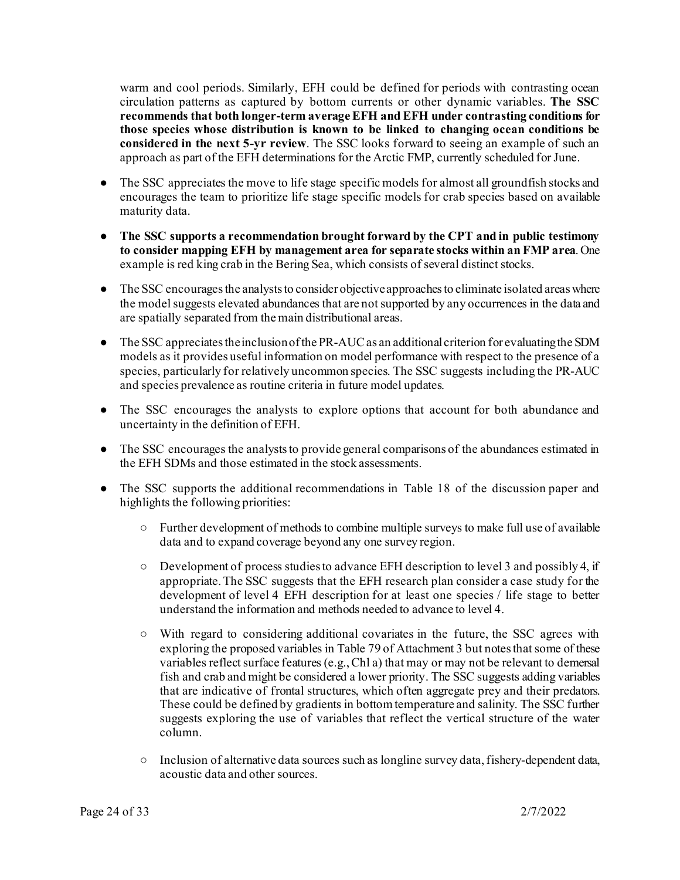warm and cool periods. Similarly, EFH could be defined for periods with contrasting ocean circulation patterns as captured by bottom currents or other dynamic variables. **The SSC recommends that both longer-term average EFH and EFH under contrasting conditions for those species whose distribution is known to be linked to changing ocean conditions be considered in the next 5-yr review**. The SSC looks forward to seeing an example of such an approach as part of the EFH determinations for the Arctic FMP, currently scheduled for June.

- The SSC appreciates the move to life stage specific models for almost all groundfish stocks and encourages the team to prioritize life stage specific models for crab species based on available maturity data.
- **The SSC supports a recommendation brought forward by the CPT and in public testimony to consider mapping EFH by management area for separate stocks within an FMP area**. One example is red king crab in the Bering Sea, which consists of several distinct stocks.
- The SSC encourages the analysts to consider objective approaches to eliminate isolated areas where the model suggests elevated abundances that are not supported by any occurrences in the data and are spatially separated from the main distributional areas.
- The SSC appreciates the inclusion of the PR-AUC as an additional criterion for evaluating the SDM models as it provides useful information on model performance with respect to the presence of a species, particularly for relatively uncommon species. The SSC suggests including the PR-AUC and species prevalence as routine criteria in future model updates.
- The SSC encourages the analysts to explore options that account for both abundance and uncertainty in the definition of EFH.
- The SSC encourages the analysts to provide general comparisons of the abundances estimated in the EFH SDMs and those estimated in the stock assessments.
- The SSC supports the additional recommendations in Table 18 of the discussion paper and highlights the following priorities:
  - Further development of methods to combine multiple surveys to make full use of available data and to expand coverage beyond any one survey region.
  - Development of process studies to advance EFH description to level 3 and possibly 4, if appropriate. The SSC suggests that the EFH research plan consider a case study for the development of level 4 EFH description for at least one species / life stage to better understand the information and methods needed to advance to level 4.
  - With regard to considering additional covariates in the future, the SSC agrees with exploring the proposed variables in Table 79 of Attachment 3 but notes that some of these variables reflect surface features (e.g., Chl a) that may or may not be relevant to demersal fish and crab and might be considered a lower priority. The SSC suggests adding variables that are indicative of frontal structures, which often aggregate prey and their predators. These could be defined by gradients in bottom temperature and salinity. The SSC further suggests exploring the use of variables that reflect the vertical structure of the water column.
  - Inclusion of alternative data sources such as longline survey data, fishery-dependent data, acoustic data and other sources.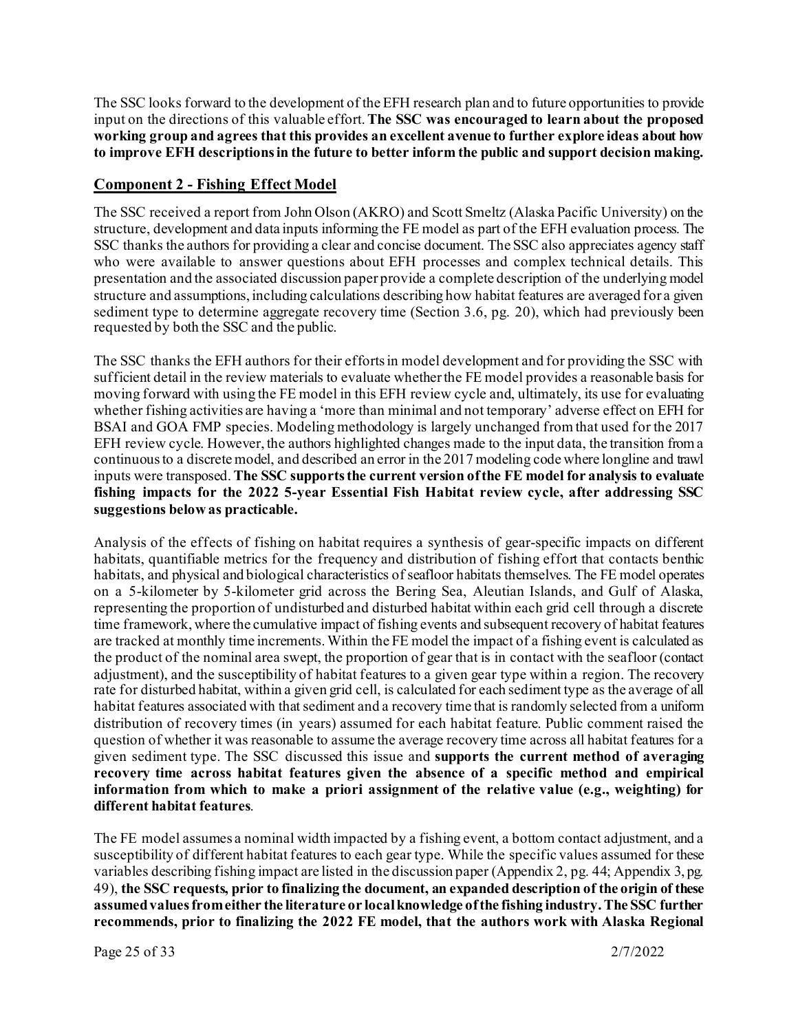The SSC looks forward to the development of the EFH research plan and to future opportunities to provide input on the directions of this valuable effort. **The SSC was encouraged to learn about the proposed working group and agrees that this provides an excellent avenue to further explore ideas about how to improve EFH descriptions in the future to better inform the public and support decision making.**

## Component 2 - Fishing Effect Model

The SSC received a report from John Olson (AKRO) and Scott Smeltz (Alaska Pacific University) on the structure, development and data inputs informing the FE model as part of the EFH evaluation process. The SSC thanks the authors for providing a clear and concise document. The SSC also appreciates agency staff who were available to answer questions about EFH processes and complex technical details. This presentation and the associated discussion paper provide a complete description of the underlying model structure and assumptions, including calculations describing how habitat features are averaged for a given sediment type to determine aggregate recovery time (Section 3.6, pg. 20), which had previously been requested by both the SSC and the public.

The SSC thanks the EFH authors for their efforts in model development and for providing the SSC with sufficient detail in the review materials to evaluate whether the FE model provides a reasonable basis for moving forward with using the FE model in this EFH review cycle and, ultimately, its use for evaluating whether fishing activities are having a 'more than minimal and not temporary' adverse effect on EFH for BSAI and GOA FMP species. Modeling methodology is largely unchanged from that used for the 2017 EFH review cycle. However, the authors highlighted changes made to the input data, the transition from a continuous to a discrete model, and described an error in the 2017 modeling code where longline and trawl inputs were transposed. **The SSC supports the current version of the FE model for analysis to evaluate fishing impacts for the 2022 5-year Essential Fish Habitat review cycle, after addressing SSC suggestions below as practicable.**

Analysis of the effects of fishing on habitat requires a synthesis of gear-specific impacts on different habitats, quantifiable metrics for the frequency and distribution of fishing effort that contacts benthic habitats, and physical and biological characteristics of seafloor habitats themselves. The FE model operates on a 5-kilometer by 5-kilometer grid across the Bering Sea, Aleutian Islands, and Gulf of Alaska, representing the proportion of undisturbed and disturbed habitat within each grid cell through a discrete time framework, where the cumulative impact of fishing events and subsequent recovery of habitat features are tracked at monthly time increments. Within the FE model the impact of a fishing event is calculated as the product of the nominal area swept, the proportion of gear that is in contact with the seafloor (contact adjustment), and the susceptibility of habitat features to a given gear type within a region. The recovery rate for disturbed habitat, within a given grid cell, is calculated for each sediment type as the average of all habitat features associated with that sediment and a recovery time that is randomly selected from a uniform distribution of recovery times (in years) assumed for each habitat feature. Public comment raised the question of whether it was reasonable to assume the average recovery time across all habitat features for a given sediment type. The SSC discussed this issue and **supports the current method of averaging recovery time across habitat features given the absence of a specific method and empirical information from which to make a priori assignment of the relative value (e.g., weighting) for different habitat features**.

The FE model assumes a nominal width impacted by a fishing event, a bottom contact adjustment, and a susceptibility of different habitat features to each gear type. While the specific values assumed for these variables describing fishing impact are listed in the discussion paper (Appendix 2, pg. 44; Appendix 3, pg. 49), **the SSC requests, prior to finalizing the document, an expanded description of the origin of these assumed values from either the literature or local knowledge of the fishing industry. The SSC further recommends, prior to finalizing the 2022 FE model, that the authors work with Alaska Regional**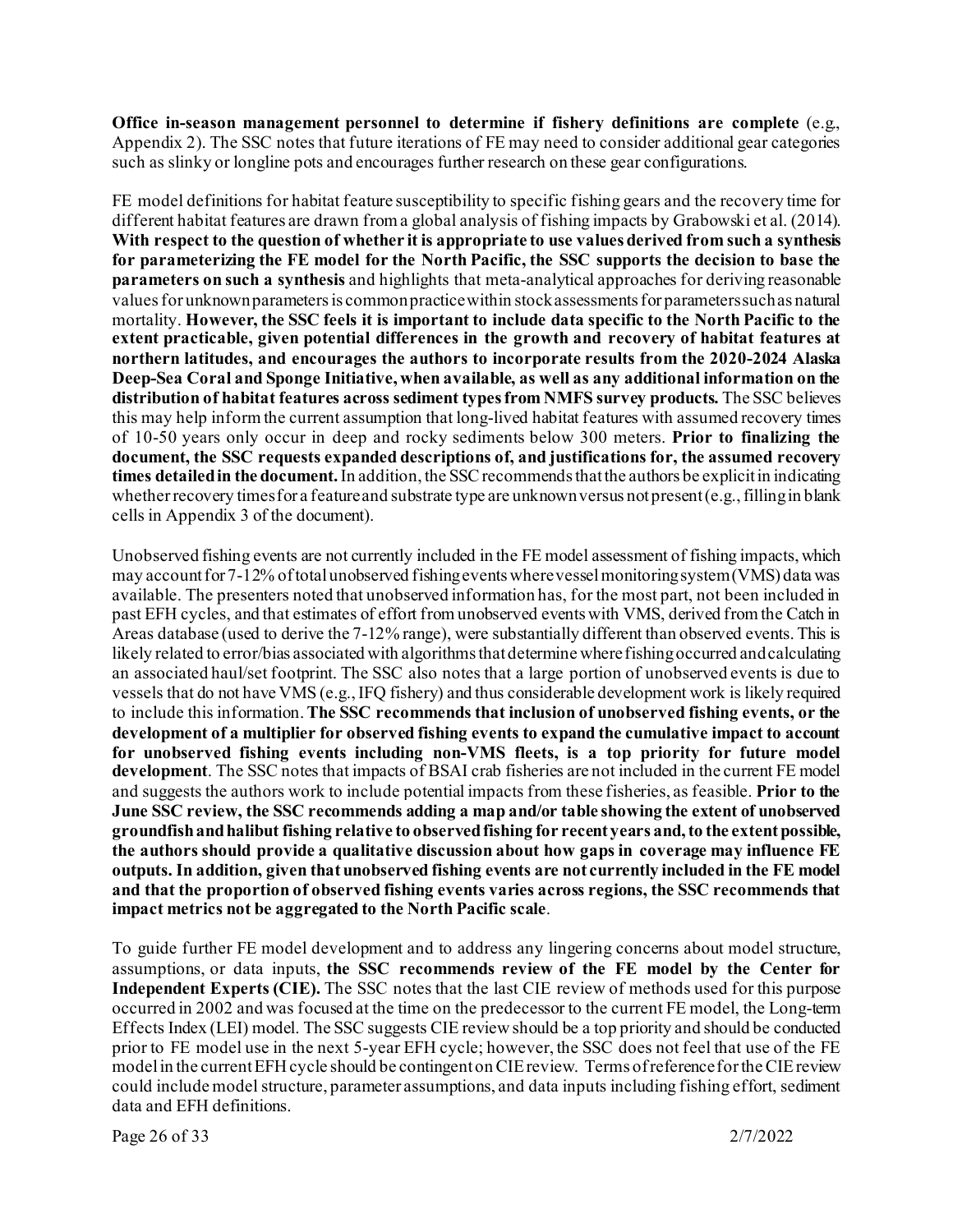**Office in-season management personnel to determine if fishery definitions are complete** (e.g., Appendix 2). The SSC notes that future iterations of FE may need to consider additional gear categories such as slinky or longline pots and encourages further research on these gear configurations.

FE model definitions for habitat feature susceptibility to specific fishing gears and the recovery time for different habitat features are drawn from a global analysis of fishing impacts by Grabowski et al. (2014). **With respect to the question of whether it is appropriate to use values derived from such a synthesis for parameterizing the FE model for the North Pacific, the SSC supports the decision to base the parameters on such a synthesis** and highlights that meta-analytical approaches for deriving reasonable values for unknown parameters is common practice within stock assessments for parameters such as natural mortality. **However, the SSC feels it is important to include data specific to the North Pacific to the extent practicable, given potential differences in the growth and recovery of habitat features at northern latitudes, and encourages the authors to incorporate results from the 2020-2024 Alaska Deep-Sea Coral and Sponge Initiative, when available, as well as any additional information on the distribution of habitat features across sediment types from NMFS survey products.** The SSC believes this may help inform the current assumption that long-lived habitat features with assumed recovery times of 10-50 years only occur in deep and rocky sediments below 300 meters. **Prior to finalizing the document, the SSC requests expanded descriptions of, and justifications for, the assumed recovery times detailed in the document.** In addition, the SSC recommends that the authors be explicit in indicating whether recovery times for a feature and substrate type are unknown versus not present (e.g., filling in blank cells in Appendix 3 of the document).

Unobserved fishing events are not currently included in the FE model assessment of fishing impacts, which may account for 7-12% of total unobserved fishing events where vessel monitoring system (VMS) data was available. The presenters noted that unobserved information has, for the most part, not been included in past EFH cycles, and that estimates of effort from unobserved events with VMS, derived from the Catch in Areas database (used to derive the 7-12% range), were substantially different than observed events. This is likely related to error/bias associated with algorithms that determine where fishing occurred and calculating an associated haul/set footprint. The SSC also notes that a large portion of unobserved events is due to vessels that do not have VMS (e.g., IFQ fishery) and thus considerable development work is likely required to include this information. **The SSC recommends that inclusion of unobserved fishing events, or the development of a multiplier for observed fishing events to expand the cumulative impact to account for unobserved fishing events including non-VMS fleets, is a top priority for future model development**. The SSC notes that impacts of BSAI crab fisheries are not included in the current FE model and suggests the authors work to include potential impacts from these fisheries, as feasible. **Prior to the June SSC review, the SSC recommends adding a map and/or table showing the extent of unobserved groundfish and halibut fishing relative to observed fishing for recent years and, to the extent possible, the authors should provide a qualitative discussion about how gaps in coverage may influence FE outputs. In addition, given that unobserved fishing events are not currently included in the FE model and that the proportion of observed fishing events varies across regions, the SSC recommends that impact metrics not be aggregated to the North Pacific scale**.

To guide further FE model development and to address any lingering concerns about model structure, assumptions, or data inputs, **the SSC recommends review of the FE model by the Center for Independent Experts (CIE).** The SSC notes that the last CIE review of methods used for this purpose occurred in 2002 and was focused at the time on the predecessor to the current FE model, the Long-term Effects Index (LEI) model. The SSC suggests CIE review should be a top priority and should be conducted prior to FE model use in the next 5-year EFH cycle; however, the SSC does not feel that use of the FE model in the current EFH cycle should be contingent on CIE review. Terms of reference for the CIE review could include model structure, parameter assumptions, and data inputs including fishing effort, sediment data and EFH definitions.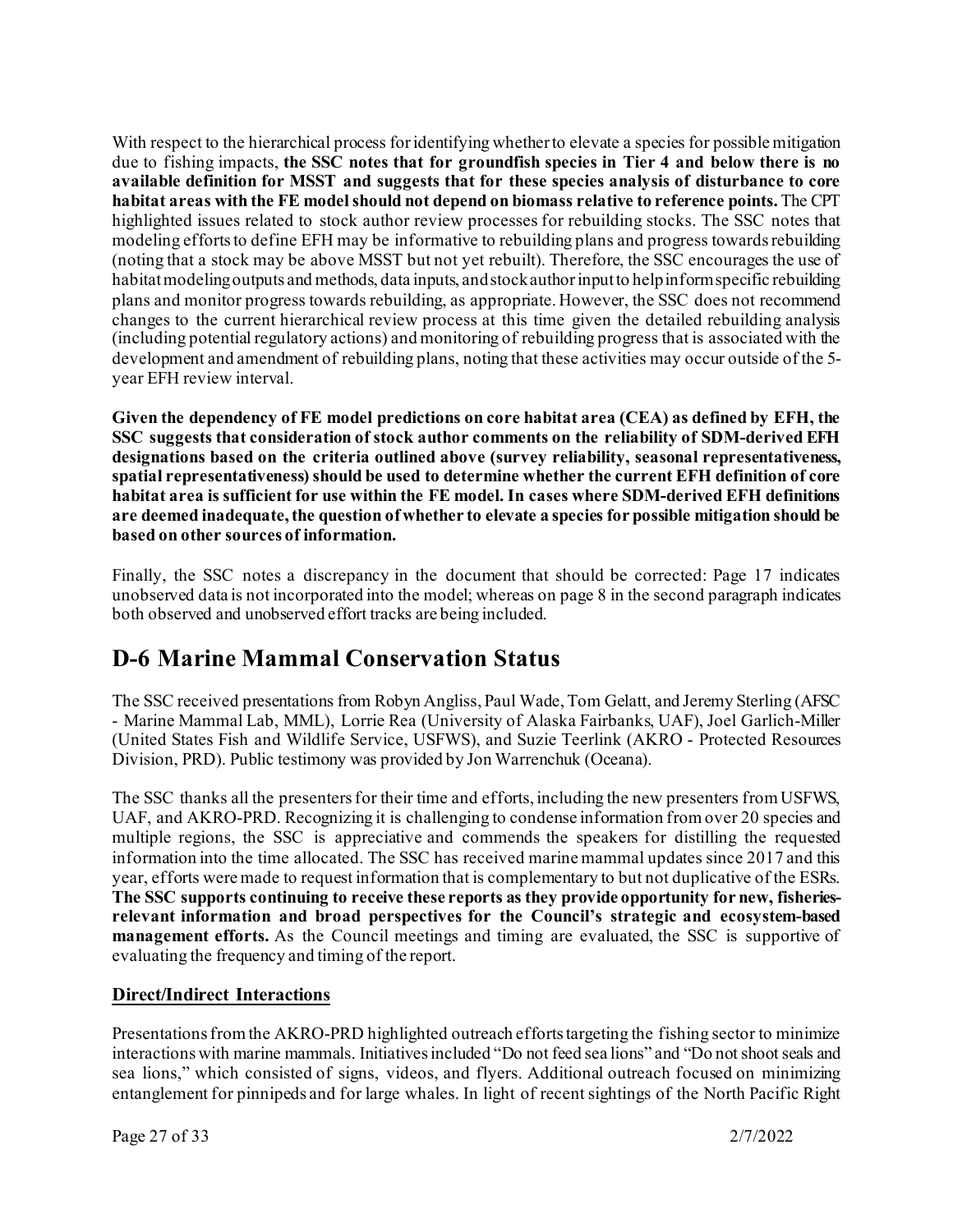With respect to the hierarchical process for identifying whether to elevate a species for possible mitigation due to fishing impacts, **the SSC notes that for groundfish species in Tier 4 and below there is no available definition for MSST and suggests that for these species analysis of disturbance to core habitat areas with the FE model should not depend on biomass relative to reference points.** The CPT highlighted issues related to stock author review processes for rebuilding stocks. The SSC notes that modeling efforts to define EFH may be informative to rebuilding plans and progress towards rebuilding (noting that a stock may be above MSST but not yet rebuilt). Therefore, the SSC encourages the use of habitat modeling outputs and methods, data inputs, and stock author input to help inform specific rebuilding plans and monitor progress towards rebuilding, as appropriate. However, the SSC does not recommend changes to the current hierarchical review process at this time given the detailed rebuilding analysis (including potential regulatory actions) and monitoring of rebuilding progress that is associated with the development and amendment of rebuilding plans, noting that these activities may occur outside of the 5-year EFH review interval.

**Given the dependency of FE model predictions on core habitat area (CEA) as defined by EFH, the SSC suggests that consideration of stock author comments on the reliability of SDM-derived EFH designations based on the criteria outlined above (survey reliability, seasonal representativeness, spatial representativeness) should be used to determine whether the current EFH definition of core habitat area is sufficient for use within the FE model. In cases where SDM-derived EFH definitions are deemed inadequate, the question of whether to elevate a species for possible mitigation should be based on other sources of information.**

Finally, the SSC notes a discrepancy in the document that should be corrected: Page 17 indicates unobserved data is not incorporated into the model; whereas on page 8 in the second paragraph indicates both observed and unobserved effort tracks are being included.

# D-6 Marine Mammal Conservation Status

The SSC received presentations from Robyn Angliss, Paul Wade, Tom Gelatt, and Jeremy Sterling (AFSC - Marine Mammal Lab, MML), Lorrie Rea (University of Alaska Fairbanks, UAF), Joel Garlich-Miller (United States Fish and Wildlife Service, USFWS), and Suzie Teerlink (AKRO - Protected Resources Division, PRD). Public testimony was provided by Jon Warrenchuk (Oceana).

The SSC thanks all the presenters for their time and efforts, including the new presenters from USFWS, UAF, and AKRO-PRD. Recognizing it is challenging to condense information from over 20 species and multiple regions, the SSC is appreciative and commends the speakers for distilling the requested information into the time allocated. The SSC has received marine mammal updates since 2017 and this year, efforts were made to request information that is complementary to but not duplicative of the ESRs. **The SSC supports continuing to receive these reports as they provide opportunity for new, fisheries-relevant information and broad perspectives for the Council's strategic and ecosystem-based management efforts.** As the Council meetings and timing are evaluated, the SSC is supportive of evaluating the frequency and timing of the report.

## Direct/Indirect Interactions

Presentations from the AKRO-PRD highlighted outreach efforts targeting the fishing sector to minimize interactions with marine mammals. Initiatives included "Do not feed sea lions" and "Do not shoot seals and sea lions," which consisted of signs, videos, and flyers. Additional outreach focused on minimizing entanglement for pinnipeds and for large whales. In light of recent sightings of the North Pacific Right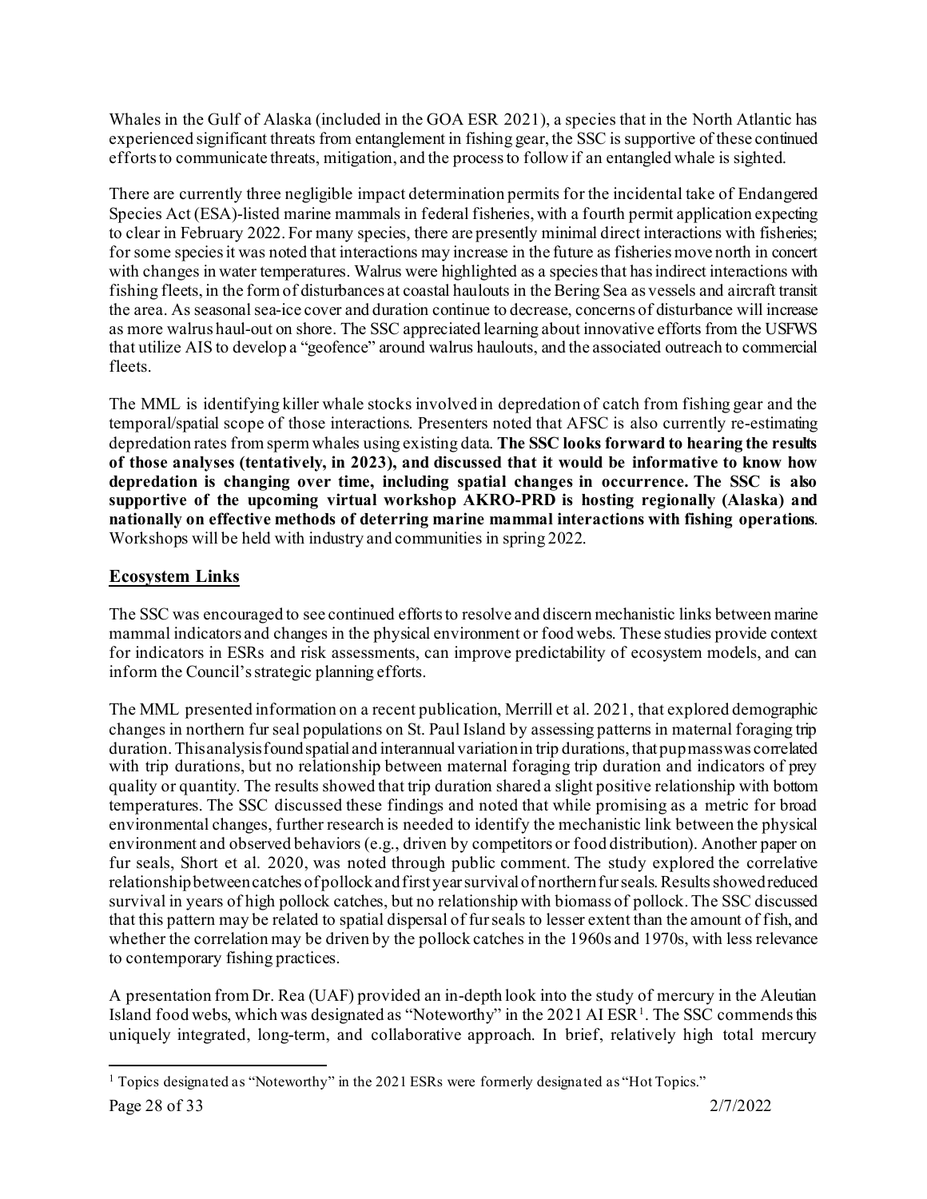Whales in the Gulf of Alaska (included in the GOA ESR 2021), a species that in the North Atlantic has experienced significant threats from entanglement in fishing gear, the SSC is supportive of these continued efforts to communicate threats, mitigation, and the process to follow if an entangled whale is sighted.

There are currently three negligible impact determination permits for the incidental take of Endangered Species Act (ESA)-listed marine mammals in federal fisheries, with a fourth permit application expecting to clear in February 2022. For many species, there are presently minimal direct interactions with fisheries; for some species it was noted that interactions may increase in the future as fisheries move north in concert with changes in water temperatures. Walrus were highlighted as a species that has indirect interactions with fishing fleets, in the form of disturbances at coastal haulouts in the Bering Sea as vessels and aircraft transit the area. As seasonal sea-ice cover and duration continue to decrease, concerns of disturbance will increase as more walrus haul-out on shore. The SSC appreciated learning about innovative efforts from the USFWS that utilize AIS to develop a "geofence" around walrus haulouts, and the associated outreach to commercial fleets.

The MML is identifying killer whale stocks involved in depredation of catch from fishing gear and the temporal/spatial scope of those interactions. Presenters noted that AFSC is also currently re-estimating depredation rates from sperm whales using existing data. **The SSC looks forward to hearing the results of those analyses (tentatively, in 2023), and discussed that it would be informative to know how depredation is changing over time, including spatial changes in occurrence. The SSC is also supportive of the upcoming virtual workshop AKRO-PRD is hosting regionally (Alaska) and nationally on effective methods of deterring marine mammal interactions with fishing operations**. Workshops will be held with industry and communities in spring 2022.

## Ecosystem Links

The SSC was encouraged to see continued efforts to resolve and discern mechanistic links between marine mammal indicators and changes in the physical environment or food webs. These studies provide context for indicators in ESRs and risk assessments, can improve predictability of ecosystem models, and can inform the Council's strategic planning efforts.

The MML presented information on a recent publication, Merrill et al. 2021, that explored demographic changes in northern fur seal populations on St. Paul Island by assessing patterns in maternal foraging trip duration. This analysis found spatial and interannual variation in trip durations, that pup mass was correlated with trip durations, but no relationship between maternal foraging trip duration and indicators of prey quality or quantity. The results showed that trip duration shared a slight positive relationship with bottom temperatures. The SSC discussed these findings and noted that while promising as a metric for broad environmental changes, further research is needed to identify the mechanistic link between the physical environment and observed behaviors (e.g., driven by competitors or food distribution). Another paper on fur seals, Short et al. 2020, was noted through public comment. The study explored the correlative relationship between catches of pollock and first year survival of northern fur seals. Results showed reduced survival in years of high pollock catches, but no relationship with biomass of pollock. The SSC discussed that this pattern may be related to spatial dispersal of fur seals to lesser extent than the amount of fish, and whether the correlation may be driven by the pollock catches in the 1960s and 1970s, with less relevance to contemporary fishing practices.

A presentation from Dr. Rea (UAF) provided an in-depth look into the study of mercury in the Aleutian Island food webs, which was designated as "Noteworthy" in the 2021 AI ESR[1]. The SSC commends this uniquely integrated, long-term, and collaborative approach. In brief, relatively high total mercury

[1] Topics designated as "Noteworthy" in the 2021 ESRs were formerly designated as "Hot Topics."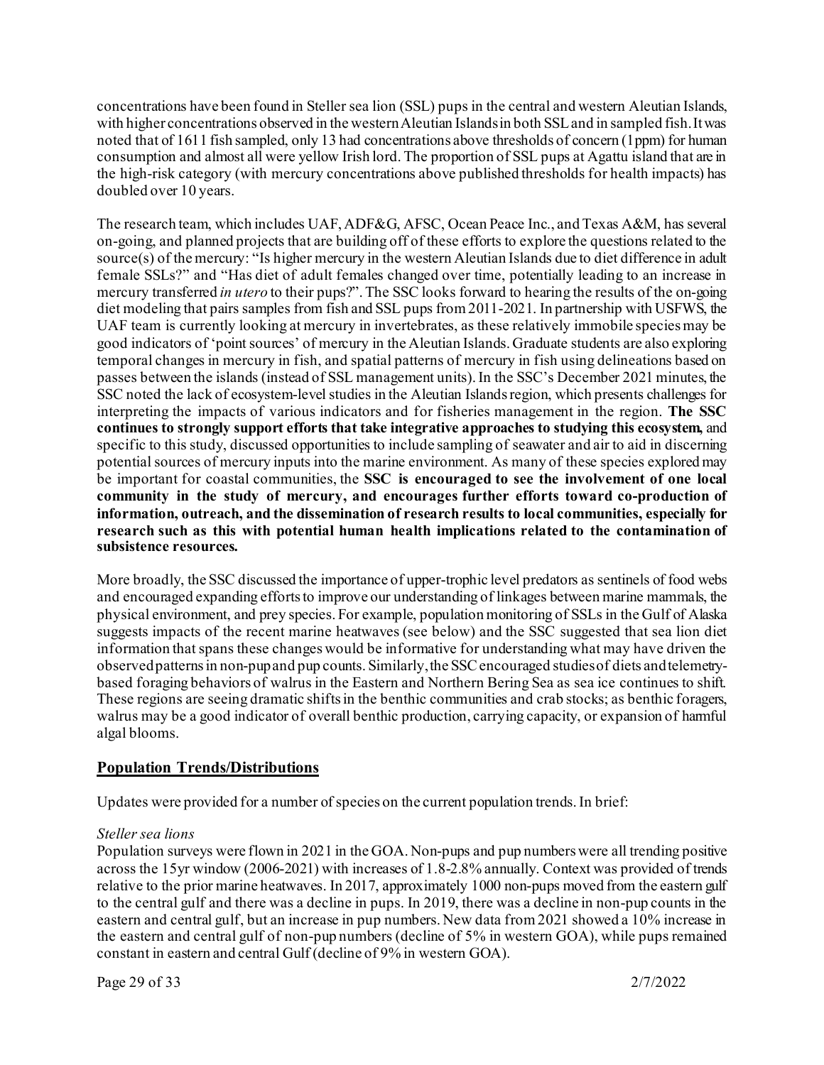concentrations have been found in Steller sea lion (SSL) pups in the central and western Aleutian Islands, with higher concentrations observed in the western Aleutian Islands in both SSL and in sampled fish. It was noted that of 1611 fish sampled, only 13 had concentrations above thresholds of concern (1ppm) for human consumption and almost all were yellow Irish lord. The proportion of SSL pups at Agattu island that are in the high-risk category (with mercury concentrations above published thresholds for health impacts) has doubled over 10 years.

The research team, which includes UAF, ADF&G, AFSC, Ocean Peace Inc., and Texas A&M, has several on-going, and planned projects that are building off of these efforts to explore the questions related to the source(s) of the mercury: "Is higher mercury in the western Aleutian Islands due to diet difference in adult female SSLs?" and "Has diet of adult females changed over time, potentially leading to an increase in mercury transferred *in utero* to their pups?". The SSC looks forward to hearing the results of the on-going diet modeling that pairs samples from fish and SSL pups from 2011-2021. In partnership with USFWS, the UAF team is currently looking at mercury in invertebrates, as these relatively immobile species may be good indicators of 'point sources' of mercury in the Aleutian Islands. Graduate students are also exploring temporal changes in mercury in fish, and spatial patterns of mercury in fish using delineations based on passes between the islands (instead of SSL management units). In the SSC's December 2021 minutes, the SSC noted the lack of ecosystem-level studies in the Aleutian Islands region, which presents challenges for interpreting the impacts of various indicators and for fisheries management in the region. **The SSC continues to strongly support efforts that take integrative approaches to studying this ecosystem,** and specific to this study, discussed opportunities to include sampling of seawater and air to aid in discerning potential sources of mercury inputs into the marine environment. As many of these species explored may be important for coastal communities, the **SSC is encouraged to see the involvement of one local community in the study of mercury, and encourages further efforts toward co-production of information, outreach, and the dissemination of research results to local communities, especially for research such as this with potential human health implications related to the contamination of subsistence resources.**

More broadly, the SSC discussed the importance of upper-trophic level predators as sentinels of food webs and encouraged expanding efforts to improve our understanding of linkages between marine mammals, the physical environment, and prey species. For example, population monitoring of SSLs in the Gulf of Alaska suggests impacts of the recent marine heatwaves (see below) and the SSC suggested that sea lion diet information that spans these changes would be informative for understanding what may have driven the observed patterns in non-pup and pup counts. Similarly, the SSC encouraged studies of diets and telemetry-based foraging behaviors of walrus in the Eastern and Northern Bering Sea as sea ice continues to shift. These regions are seeing dramatic shifts in the benthic communities and crab stocks; as benthic foragers, walrus may be a good indicator of overall benthic production, carrying capacity, or expansion of harmful algal blooms.

## Population Trends/Distributions

Updates were provided for a number of species on the current population trends. In brief:

*Steller sea lions*

Population surveys were flown in 2021 in the GOA. Non-pups and pup numbers were all trending positive across the 15yr window (2006-2021) with increases of 1.8-2.8% annually. Context was provided of trends relative to the prior marine heatwaves. In 2017, approximately 1000 non-pups moved from the eastern gulf to the central gulf and there was a decline in pups. In 2019, there was a decline in non-pup counts in the eastern and central gulf, but an increase in pup numbers. New data from 2021 showed a 10% increase in the eastern and central gulf of non-pup numbers (decline of 5% in western GOA), while pups remained constant in eastern and central Gulf (decline of 9% in western GOA).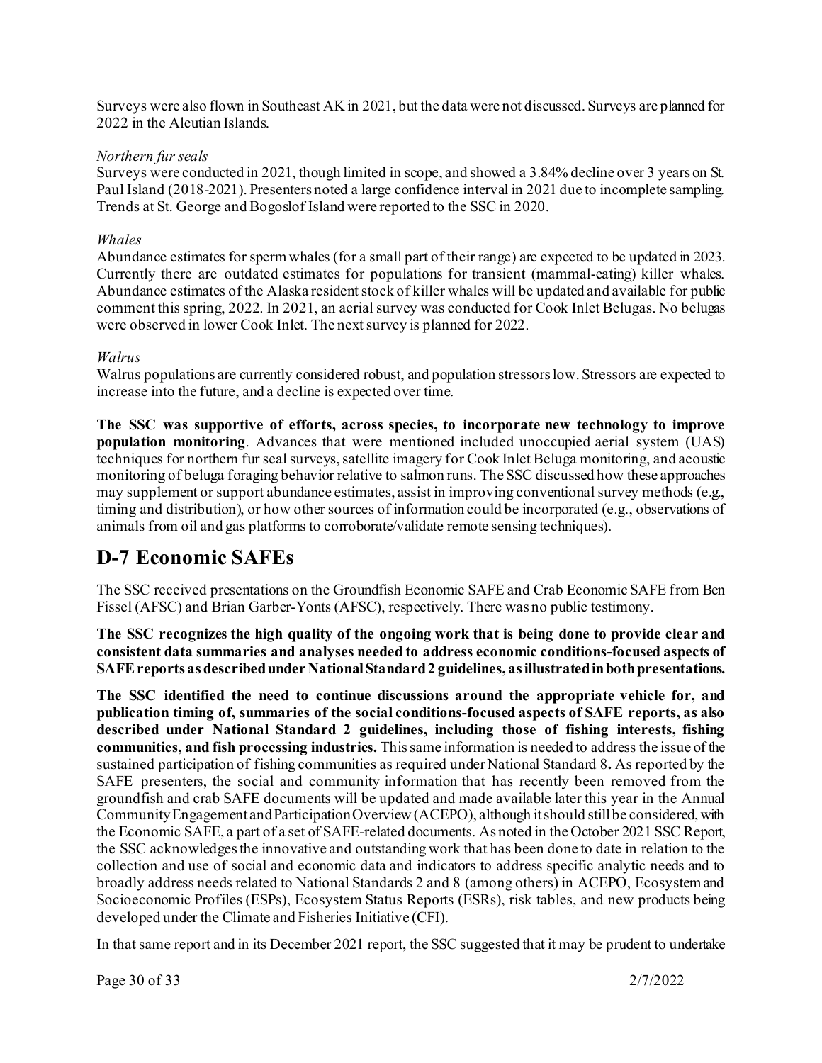Surveys were also flown in Southeast AK in 2021, but the data were not discussed. Surveys are planned for 2022 in the Aleutian Islands.

*Northern fur seals*

Surveys were conducted in 2021, though limited in scope, and showed a 3.84% decline over 3 years on St. Paul Island (2018-2021). Presenters noted a large confidence interval in 2021 due to incomplete sampling. Trends at St. George and Bogoslof Island were reported to the SSC in 2020.

*Whales*

Abundance estimates for sperm whales (for a small part of their range) are expected to be updated in 2023. Currently there are outdated estimates for populations for transient (mammal-eating) killer whales. Abundance estimates of the Alaska resident stock of killer whales will be updated and available for public comment this spring, 2022. In 2021, an aerial survey was conducted for Cook Inlet Belugas. No belugas were observed in lower Cook Inlet. The next survey is planned for 2022.

*Walrus*

Walrus populations are currently considered robust, and population stressors low. Stressors are expected to increase into the future, and a decline is expected over time.

**The SSC was supportive of efforts, across species, to incorporate new technology to improve population monitoring**. Advances that were mentioned included unoccupied aerial system (UAS) techniques for northern fur seal surveys, satellite imagery for Cook Inlet Beluga monitoring, and acoustic monitoring of beluga foraging behavior relative to salmon runs. The SSC discussed how these approaches may supplement or support abundance estimates, assist in improving conventional survey methods (e.g., timing and distribution), or how other sources of information could be incorporated (e.g., observations of animals from oil and gas platforms to corroborate/validate remote sensing techniques).

# D-7 Economic SAFEs

The SSC received presentations on the Groundfish Economic SAFE and Crab Economic SAFE from Ben Fissel (AFSC) and Brian Garber-Yonts (AFSC), respectively. There was no public testimony.

**The SSC recognizes the high quality of the ongoing work that is being done to provide clear and consistent data summaries and analyses needed to address economic conditions-focused aspects of SAFE reports as described under National Standard 2 guidelines, as illustrated in both presentations.**

**The SSC identified the need to continue discussions around the appropriate vehicle for, and publication timing of, summaries of the social conditions-focused aspects of SAFE reports, as also described under National Standard 2 guidelines, including those of fishing interests, fishing communities, and fish processing industries.** This same information is needed to address the issue of the sustained participation of fishing communities as required under National Standard 8**.** As reported by the SAFE presenters, the social and community information that has recently been removed from the groundfish and crab SAFE documents will be updated and made available later this year in the Annual Community Engagement and Participation Overview (ACEPO), although it should still be considered, with the Economic SAFE, a part of a set of SAFE-related documents. As noted in the October 2021 SSC Report, the SSC acknowledges the innovative and outstanding work that has been done to date in relation to the collection and use of social and economic data and indicators to address specific analytic needs and to broadly address needs related to National Standards 2 and 8 (among others) in ACEPO, Ecosystem and Socioeconomic Profiles (ESPs), Ecosystem Status Reports (ESRs), risk tables, and new products being developed under the Climate and Fisheries Initiative (CFI).

In that same report and in its December 2021 report, the SSC suggested that it may be prudent to undertake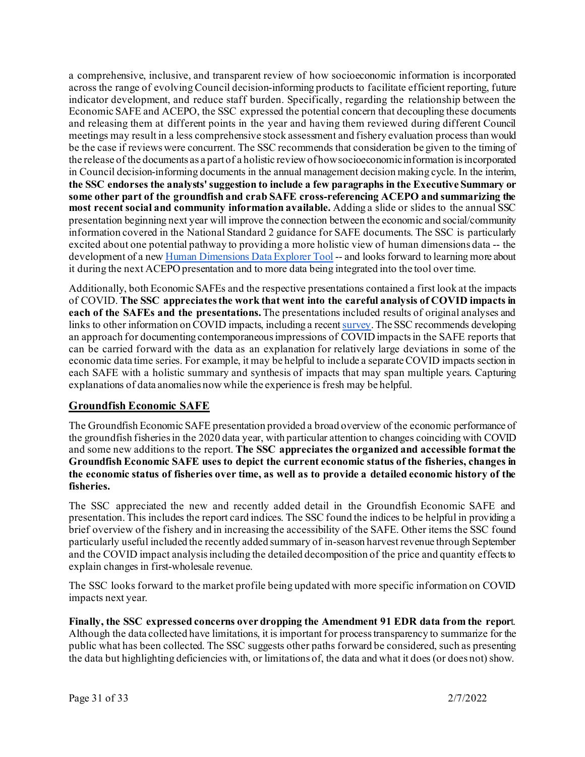a comprehensive, inclusive, and transparent review of how socioeconomic information is incorporated across the range of evolving Council decision-informing products to facilitate efficient reporting, future indicator development, and reduce staff burden. Specifically, regarding the relationship between the Economic SAFE and ACEPO, the SSC expressed the potential concern that decoupling these documents and releasing them at different points in the year and having them reviewed during different Council meetings may result in a less comprehensive stock assessment and fishery evaluation process than would be the case if reviews were concurrent. The SSC recommends that consideration be given to the timing of the release of the documents as a part of a holistic review of how socioeconomic information is incorporated in Council decision-informing documents in the annual management decision making cycle. In the interim, **the SSC endorses the analysts' suggestion to include a few paragraphs in the Executive Summary or some other part of the groundfish and crab SAFE cross-referencing ACEPO and summarizing the most recent social and community information available.** Adding a slide or slides to the annual SSC presentation beginning next year will improve the connection between the economic and social/community information covered in the National Standard 2 guidance for SAFE documents. The SSC is particularly excited about one potential pathway to providing a more holistic view of human dimensions data -- the development of a new Human Dimensions Data Explorer Tool -- and looks forward to learning more about it during the next ACEPO presentation and to more data being integrated into the tool over time.

Additionally, both Economic SAFEs and the respective presentations contained a first look at the impacts of COVID. **The SSC appreciates the work that went into the careful analysis of COVID impacts in each of the SAFEs and the presentations.** The presentations included results of original analyses and links to other information on COVID impacts, including a recent survey. The SSC recommends developing an approach for documenting contemporaneous impressions of COVID impacts in the SAFE reports that can be carried forward with the data as an explanation for relatively large deviations in some of the economic data time series. For example, it may be helpful to include a separate COVID impacts section in each SAFE with a holistic summary and synthesis of impacts that may span multiple years. Capturing explanations of data anomalies now while the experience is fresh may be helpful.

## Groundfish Economic SAFE

The Groundfish Economic SAFE presentation provided a broad overview of the economic performance of the groundfish fisheries in the 2020 data year, with particular attention to changes coinciding with COVID and some new additions to the report. **The SSC appreciates the organized and accessible format the Groundfish Economic SAFE uses to depict the current economic status of the fisheries, changes in the economic status of fisheries over time, as well as to provide a detailed economic history of the fisheries.**

The SSC appreciated the new and recently added detail in the Groundfish Economic SAFE and presentation. This includes the report card indices. The SSC found the indices to be helpful in providing a brief overview of the fishery and in increasing the accessibility of the SAFE. Other items the SSC found particularly useful included the recently added summary of in-season harvest revenue through September and the COVID impact analysis including the detailed decomposition of the price and quantity effects to explain changes in first-wholesale revenue.

The SSC looks forward to the market profile being updated with more specific information on COVID impacts next year.

**Finally, the SSC expressed concerns over dropping the Amendment 91 EDR data from the report.** Although the data collected have limitations, it is important for process transparency to summarize for the public what has been collected. The SSC suggests other paths forward be considered, such as presenting the data but highlighting deficiencies with, or limitations of, the data and what it does (or does not) show.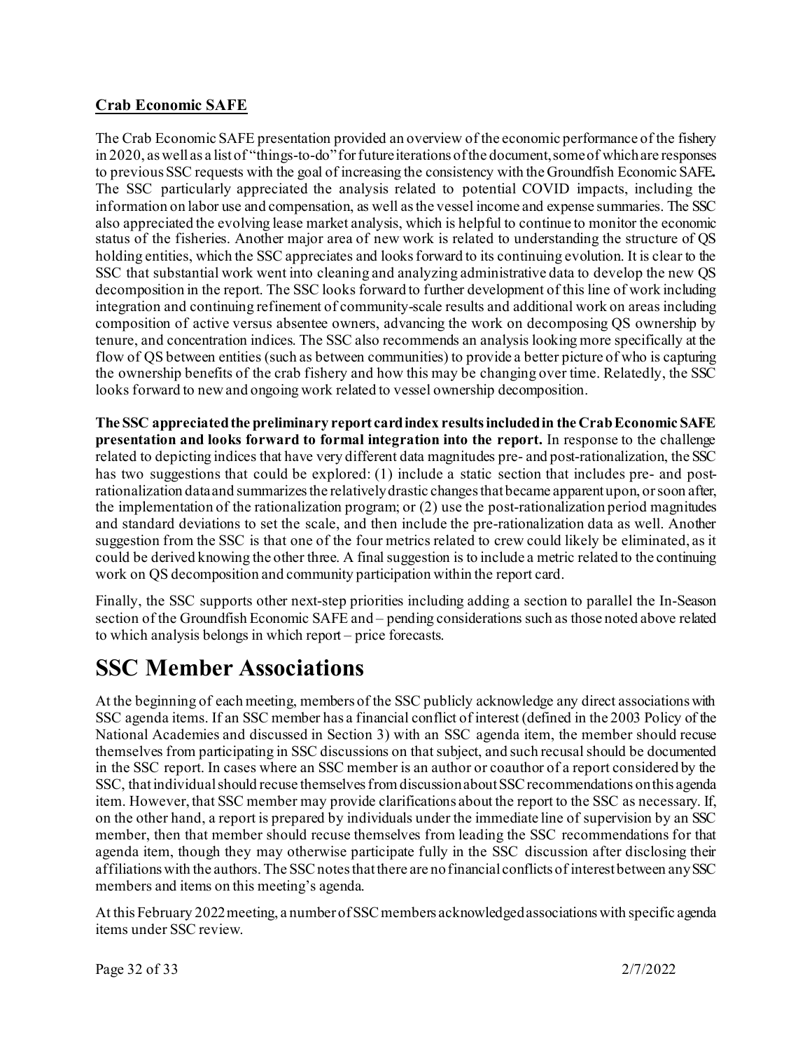### **Crab Economic SAFE**

The Crab Economic SAFE presentation provided an overview of the economic performance of the fishery in 2020, as well as a list of "things-to-do" for future iterations of the document, some of which are responses to previous SSC requests with the goal of increasing the consistency with the Groundfish Economic SAFE**.** The SSC particularly appreciated the analysis related to potential COVID impacts, including the information on labor use and compensation, as well as the vessel income and expense summaries. The SSC also appreciated the evolving lease market analysis, which is helpful to continue to monitor the economic status of the fisheries. Another major area of new work is related to understanding the structure of QS holding entities, which the SSC appreciates and looks forward to its continuing evolution. It is clear to the SSC that substantial work went into cleaning and analyzing administrative data to develop the new QS decomposition in the report. The SSC looks forward to further development of this line of work including integration and continuing refinement of community-scale results and additional work on areas including composition of active versus absentee owners, advancing the work on decomposing QS ownership by tenure, and concentration indices. The SSC also recommends an analysis looking more specifically at the flow of QS between entities (such as between communities) to provide a better picture of who is capturing the ownership benefits of the crab fishery and how this may be changing over time. Relatedly, the SSC looks forward to new and ongoing work related to vessel ownership decomposition.

**The SSC appreciated the preliminary report card index results included in the Crab Economic SAFE presentation and looks forward to formal integration into the report.** In response to the challenge related to depicting indices that have very different data magnitudes pre- and post-rationalization, the SSC has two suggestions that could be explored: (1) include a static section that includes pre- and post-rationalization data and summarizes the relatively drastic changes that became apparent upon, or soon after, the implementation of the rationalization program; or (2) use the post-rationalization period magnitudes and standard deviations to set the scale, and then include the pre-rationalization data as well. Another suggestion from the SSC is that one of the four metrics related to crew could likely be eliminated, as it could be derived knowing the other three. A final suggestion is to include a metric related to the continuing work on QS decomposition and community participation within the report card.

Finally, the SSC supports other next-step priorities including adding a section to parallel the In-Season section of the Groundfish Economic SAFE and – pending considerations such as those noted above related to which analysis belongs in which report – price forecasts.

# SSC Member Associations

At the beginning of each meeting, members of the SSC publicly acknowledge any direct associations with SSC agenda items. If an SSC member has a financial conflict of interest (defined in the 2003 Policy of the National Academies and discussed in Section 3) with an SSC agenda item, the member should recuse themselves from participating in SSC discussions on that subject, and such recusal should be documented in the SSC report. In cases where an SSC member is an author or coauthor of a report considered by the SSC, that individual should recuse themselves from discussion about SSC recommendations on this agenda item. However, that SSC member may provide clarifications about the report to the SSC as necessary. If, on the other hand, a report is prepared by individuals under the immediate line of supervision by an SSC member, then that member should recuse themselves from leading the SSC recommendations for that agenda item, though they may otherwise participate fully in the SSC discussion after disclosing their affiliations with the authors. The SSC notes that there are no financial conflicts of interest between any SSC members and items on this meeting's agenda.

At this February 2022 meeting, a number of SSC members acknowledged associations with specific agenda items under SSC review.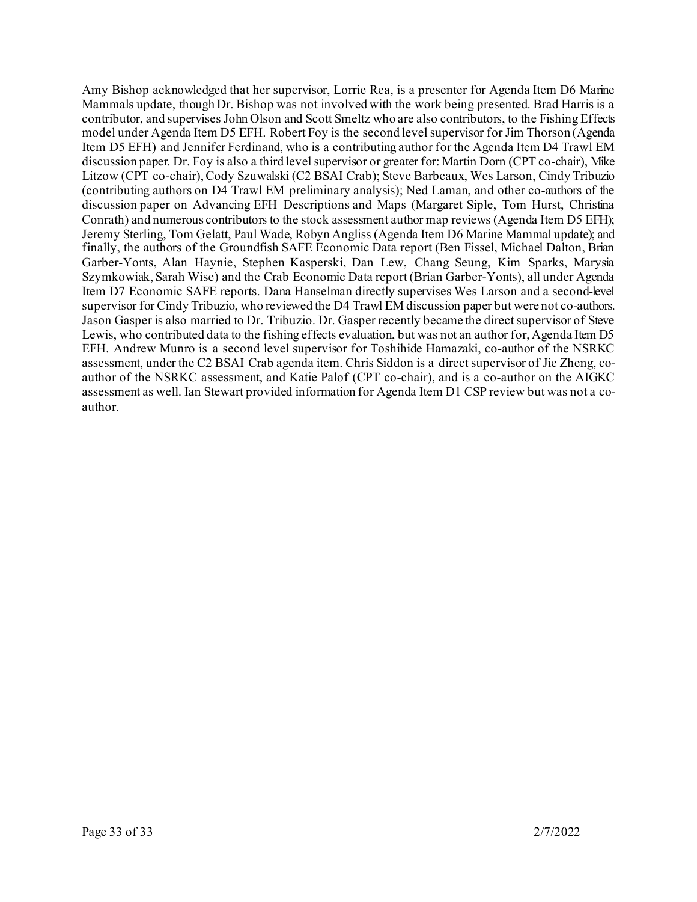Amy Bishop acknowledged that her supervisor, Lorrie Rea, is a presenter for Agenda Item D6 Marine Mammals update, though Dr. Bishop was not involved with the work being presented. Brad Harris is a contributor, and supervises John Olson and Scott Smeltz who are also contributors, to the Fishing Effects model under Agenda Item D5 EFH. Robert Foy is the second level supervisor for Jim Thorson (Agenda Item D5 EFH) and Jennifer Ferdinand, who is a contributing author for the Agenda Item D4 Trawl EM discussion paper. Dr. Foy is also a third level supervisor or greater for: Martin Dorn (CPT co-chair), Mike Litzow (CPT co-chair), Cody Szuwalski (C2 BSAI Crab); Steve Barbeaux, Wes Larson, Cindy Tribuzio (contributing authors on D4 Trawl EM preliminary analysis); Ned Laman, and other co-authors of the discussion paper on Advancing EFH Descriptions and Maps (Margaret Siple, Tom Hurst, Christina Conrath) and numerous contributors to the stock assessment author map reviews (Agenda Item D5 EFH); Jeremy Sterling, Tom Gelatt, Paul Wade, Robyn Angliss (Agenda Item D6 Marine Mammal update); and finally, the authors of the Groundfish SAFE Economic Data report (Ben Fissel, Michael Dalton, Brian Garber-Yonts, Alan Haynie, Stephen Kasperski, Dan Lew, Chang Seung, Kim Sparks, Marysia Szymkowiak, Sarah Wise) and the Crab Economic Data report (Brian Garber-Yonts), all under Agenda Item D7 Economic SAFE reports. Dana Hanselman directly supervises Wes Larson and a second-level supervisor for Cindy Tribuzio, who reviewed the D4 Trawl EM discussion paper but were not co-authors. Jason Gasper is also married to Dr. Tribuzio. Dr. Gasper recently became the direct supervisor of Steve Lewis, who contributed data to the fishing effects evaluation, but was not an author for, Agenda Item D5 EFH. Andrew Munro is a second level supervisor for Toshihide Hamazaki, co-author of the NSRKC assessment, under the C2 BSAI Crab agenda item. Chris Siddon is a direct supervisor of Jie Zheng, co-author of the NSRKC assessment, and Katie Palof (CPT co-chair), and is a co-author on the AIGKC assessment as well. Ian Stewart provided information for Agenda Item D1 CSP review but was not a co-author.